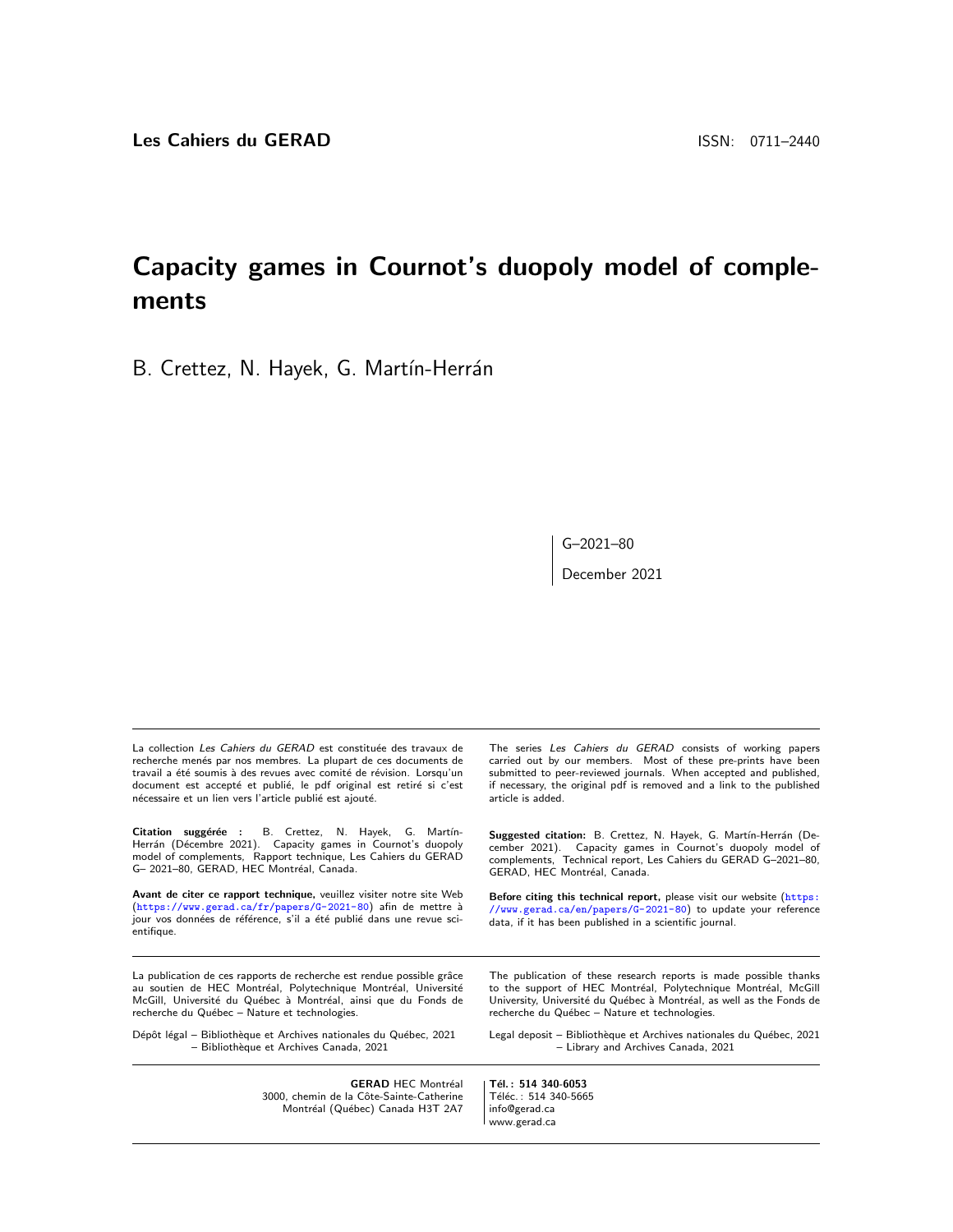**Les Cahiers du GERAD** ISSN: 0711–2440

# Capacity games in Cournot's duopoly model of complements

B. Crettez, N. Hayek, G. Martín-Herrán

G–2021–80

December 2021

La collection *Les Cahiers du GERAD* est constituée des travaux de recherche menés par nos membres. La plupart de ces documents de travail a été soumis à des revues avec comité de révision. Lorsqu'un document est accepté et publié, le pdf original est retiré si c'est nécessaire et un lien vers l'article publié est ajouté.

**Citation suggérée :** B. Crettez, N. Hayek, G. Martín-Herrán (Décembre 2021). Capacity games in Cournot's duopoly model of complements, Rapport technique, Les Cahiers du GERAD G– 2021–80, GERAD, HEC Montréal, Canada.

**Avant de citer ce rapport technique,** veuillez visiter notre site Web (https://www.gerad.ca/fr/papers/G-2021-80) afin de mettre à jour vos données de référence, s'il a été publié dans une revue scientifique.

La publication de ces rapports de recherche est rendue possible grâce au soutien de HEC Montréal, Polytechnique Montréal, Université McGill, Université du Québec à Montréal, ainsi que du Fonds de recherche du Québec – Nature et technologies.

Dépôt légal – Bibliothèque et Archives nationales du Québec, 2021
– Bibliothèque et Archives Canada, 2021

The series *Les Cahiers du GERAD* consists of working papers carried out by our members. Most of these pre-prints have been submitted to peer-reviewed journals. When accepted and published, if necessary, the original pdf is removed and a link to the published article is added.

**Suggested citation:** B. Crettez, N. Hayek, G. Martín-Herrán (December 2021). Capacity games in Cournot's duopoly model of complements, Technical report, Les Cahiers du GERAD G–2021–80, GERAD, HEC Montréal, Canada.

**Before citing this technical report,** please visit our website (https://www.gerad.ca/en/papers/G-2021-80) to update your reference data, if it has been published in a scientific journal.

The publication of these research reports is made possible thanks to the support of HEC Montréal, Polytechnique Montréal, McGill University, Université du Québec à Montréal, as well as the Fonds de recherche du Québec – Nature et technologies.

Legal deposit – Bibliothèque et Archives nationales du Québec, 2021
– Library and Archives Canada, 2021

**GERAD** HEC Montréal
3000, chemin de la Côte-Sainte-Catherine
Montréal (Québec) Canada H3T 2A7

**Tél. : 514 340-6053**
Téléc. : 514 340-5665
info@gerad.ca
www.gerad.ca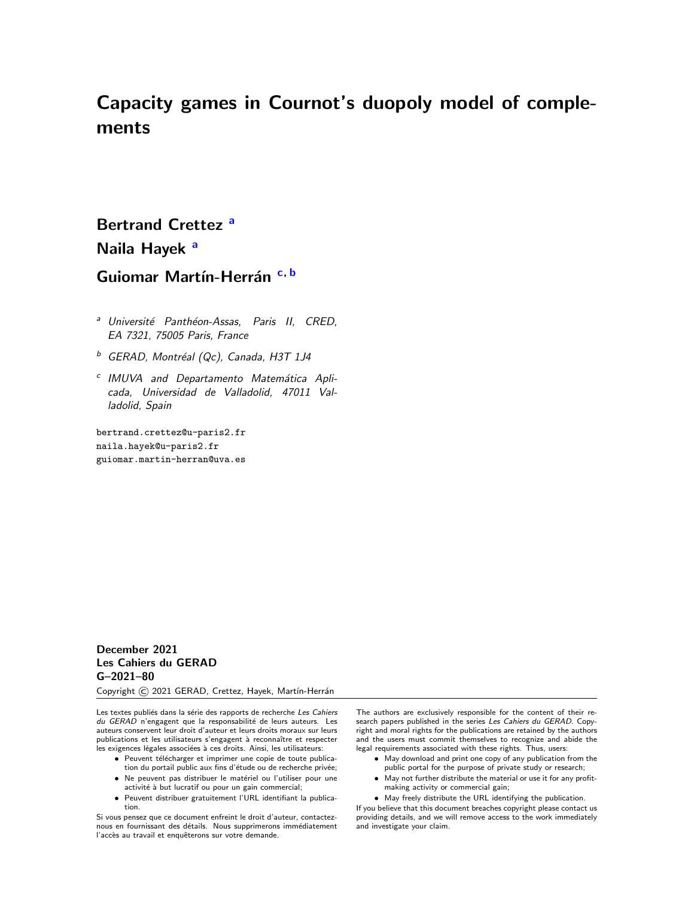# Capacity games in Cournot's duopoly model of complements

**Bertrand Crettez** [a]

**Naila Hayek** [a]

**Guiomar Martín-Herrán** [c, b]

[a] *Université Panthéon-Assas, Paris II, CRED, EA 7321, 75005 Paris, France*

[b] *GERAD, Montréal (Qc), Canada, H3T 1J4*

[c] *IMUVA and Departamento Matemática Aplicada, Universidad de Valladolid, 47011 Valladolid, Spain*

bertrand.crettez@u-paris2.fr
naila.hayek@u-paris2.fr
guiomar.martin-herran@uva.es

**December 2021**
**Les Cahiers du GERAD**
**G–2021–80**

Copyright © 2021 GERAD, Crettez, Hayek, Martín-Herrán

Les textes publiés dans la série des rapports de recherche *Les Cahiers du GERAD* n'engagent que la responsabilité de leurs auteurs. Les auteurs conservent leur droit d'auteur et leurs droits moraux sur leurs publications et les utilisateurs s'engagent à reconnaître et respecter les exigences légales associées à ces droits. Ainsi, les utilisateurs:

- Peuvent télécharger et imprimer une copie de toute publication du portail public aux fins d'étude ou de recherche privée;
- Ne peuvent pas distribuer le matériel ou l'utiliser pour une activité à but lucratif ou pour un gain commercial;
- Peuvent distribuer gratuitement l'URL identifiant la publication.

Si vous pensez que ce document enfreint le droit d'auteur, contacteznous en fournissant des détails. Nous supprimerons immédiatement l'accès au travail et enquêterons sur votre demande.

The authors are exclusively responsible for the content of their research papers published in the series *Les Cahiers du GERAD*. Copyright and moral rights for the publications are retained by the authors and the users must commit themselves to recognize and abide the legal requirements associated with these rights. Thus, users:

- May download and print one copy of any publication from the public portal for the purpose of private study or research;
- May not further distribute the material or use it for any profit-making activity or commercial gain;
- May freely distribute the URL identifying the publication.

If you believe that this document breaches copyright please contact us providing details, and we will remove access to the work immediately and investigate your claim.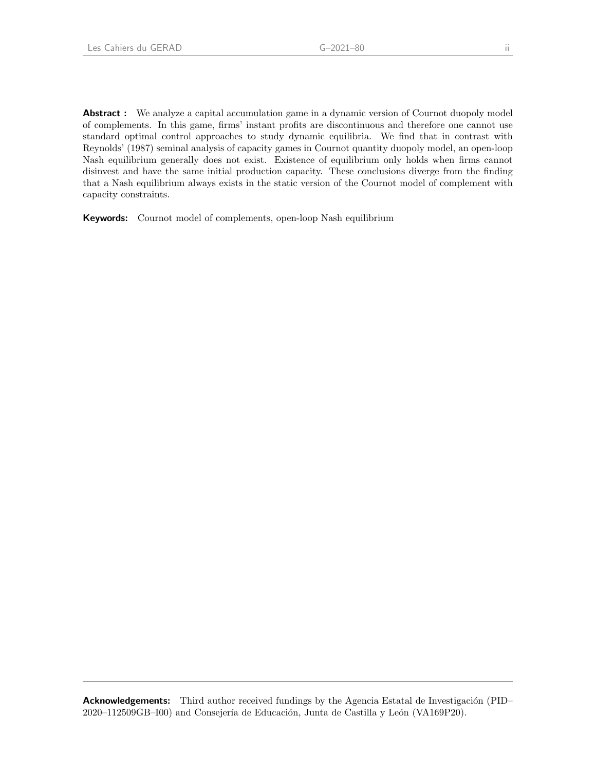**Abstract :** We analyze a capital accumulation game in a dynamic version of Cournot duopoly model of complements. In this game, firms' instant profits are discontinuous and therefore one cannot use standard optimal control approaches to study dynamic equilibria. We find that in contrast with Reynolds' (1987) seminal analysis of capacity games in Cournot quantity duopoly model, an open-loop Nash equilibrium generally does not exist. Existence of equilibrium only holds when firms cannot disinvest and have the same initial production capacity. These conclusions diverge from the finding that a Nash equilibrium always exists in the static version of the Cournot model of complement with capacity constraints.

**Keywords:** Cournot model of complements, open-loop Nash equilibrium

---

**Acknowledgements:** Third author received fundings by the Agencia Estatal de Investigación (PID–2020–112509GB–I00) and Consejería de Educación, Junta de Castilla y León (VA169P20).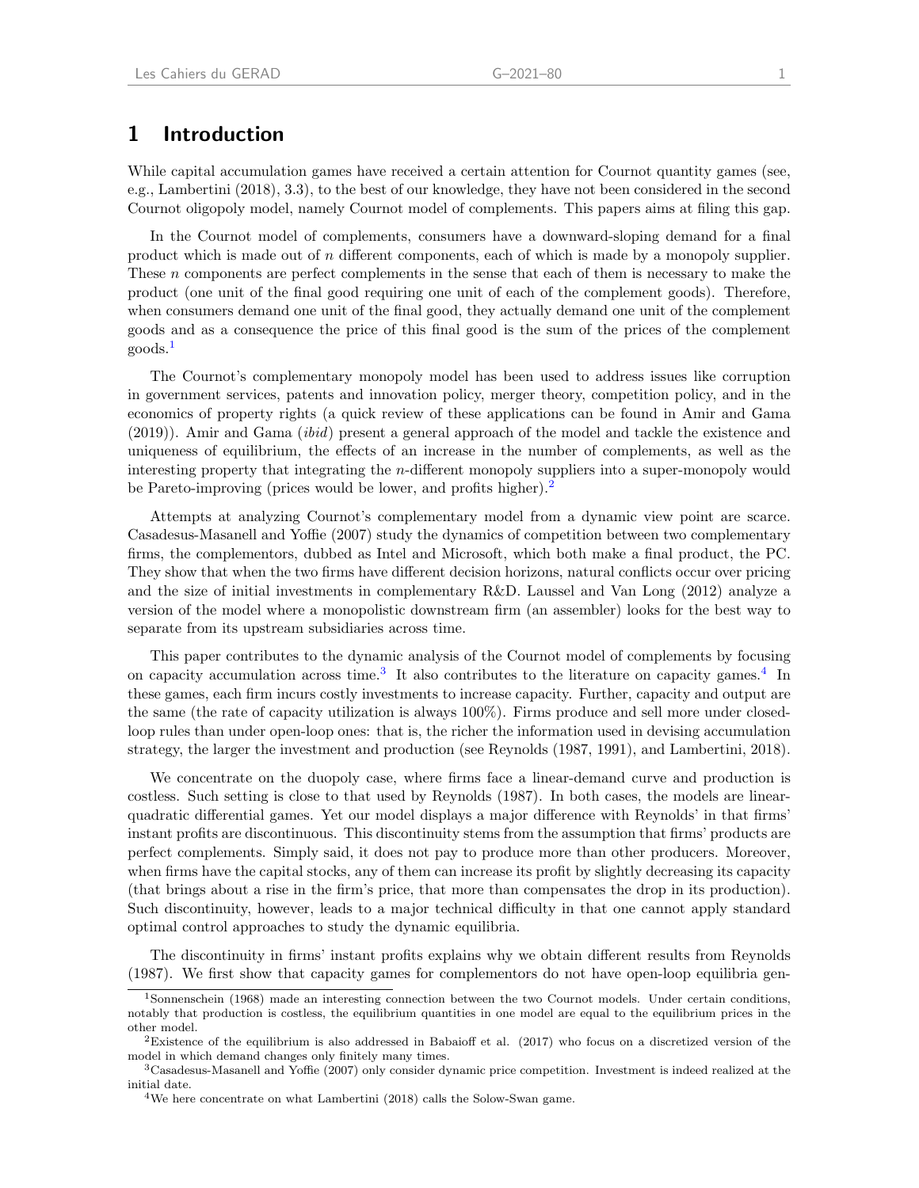# 1 Introduction

While capital accumulation games have received a certain attention for Cournot quantity games (see, e.g., Lambertini (2018), 3.3), to the best of our knowledge, they have not been considered in the second Cournot oligopoly model, namely Cournot model of complements. This papers aims at filing this gap.

In the Cournot model of complements, consumers have a downward-sloping demand for a final product which is made out of $n$ different components, each of which is made by a monopoly supplier. These $n$ components are perfect complements in the sense that each of them is necessary to make the product (one unit of the final good requiring one unit of each of the complement goods). Therefore, when consumers demand one unit of the final good, they actually demand one unit of the complement goods and as a consequence the price of this final good is the sum of the prices of the complement goods.[1]

The Cournot's complementary monopoly model has been used to address issues like corruption in government services, patents and innovation policy, merger theory, competition policy, and in the economics of property rights (a quick review of these applications can be found in Amir and Gama (2019)). Amir and Gama (*ibid*) present a general approach of the model and tackle the existence and uniqueness of equilibrium, the effects of an increase in the number of complements, as well as the interesting property that integrating the $n$-different monopoly suppliers into a super-monopoly would be Pareto-improving (prices would be lower, and profits higher).[2]

Attempts at analyzing Cournot's complementary model from a dynamic view point are scarce. Casadesus-Masanell and Yoffie (2007) study the dynamics of competition between two complementary firms, the complementors, dubbed as Intel and Microsoft, which both make a final product, the PC. They show that when the two firms have different decision horizons, natural conflicts occur over pricing and the size of initial investments in complementary R&D. Laussel and Van Long (2012) analyze a version of the model where a monopolistic downstream firm (an assembler) looks for the best way to separate from its upstream subsidiaries across time.

This paper contributes to the dynamic analysis of the Cournot model of complements by focusing on capacity accumulation across time.[3] It also contributes to the literature on capacity games.[4] In these games, each firm incurs costly investments to increase capacity. Further, capacity and output are the same (the rate of capacity utilization is always 100%). Firms produce and sell more under closed-loop rules than under open-loop ones: that is, the richer the information used in devising accumulation strategy, the larger the investment and production (see Reynolds (1987, 1991), and Lambertini, 2018).

We concentrate on the duopoly case, where firms face a linear-demand curve and production is costless. Such setting is close to that used by Reynolds (1987). In both cases, the models are linear-quadratic differential games. Yet our model displays a major difference with Reynolds' in that firms' instant profits are discontinuous. This discontinuity stems from the assumption that firms' products are perfect complements. Simply said, it does not pay to produce more than other producers. Moreover, when firms have the capital stocks, any of them can increase its profit by slightly decreasing its capacity (that brings about a rise in the firm's price, that more than compensates the drop in its production). Such discontinuity, however, leads to a major technical difficulty in that one cannot apply standard optimal control approaches to study the dynamic equilibria.

The discontinuity in firms' instant profits explains why we obtain different results from Reynolds (1987). We first show that capacity games for complementors do not have open-loop equilibria gen-

[1] Sonnenschein (1968) made an interesting connection between the two Cournot models. Under certain conditions, notably that production is costless, the equilibrium quantities in one model are equal to the equilibrium prices in the other model.

[2] Existence of the equilibrium is also addressed in Babaioff et al. (2017) who focus on a discretized version of the model in which demand changes only finitely many times.

[3] Casadesus-Masanell and Yoffie (2007) only consider dynamic price competition. Investment is indeed realized at the initial date.

[4] We here concentrate on what Lambertini (2018) calls the Solow-Swan game.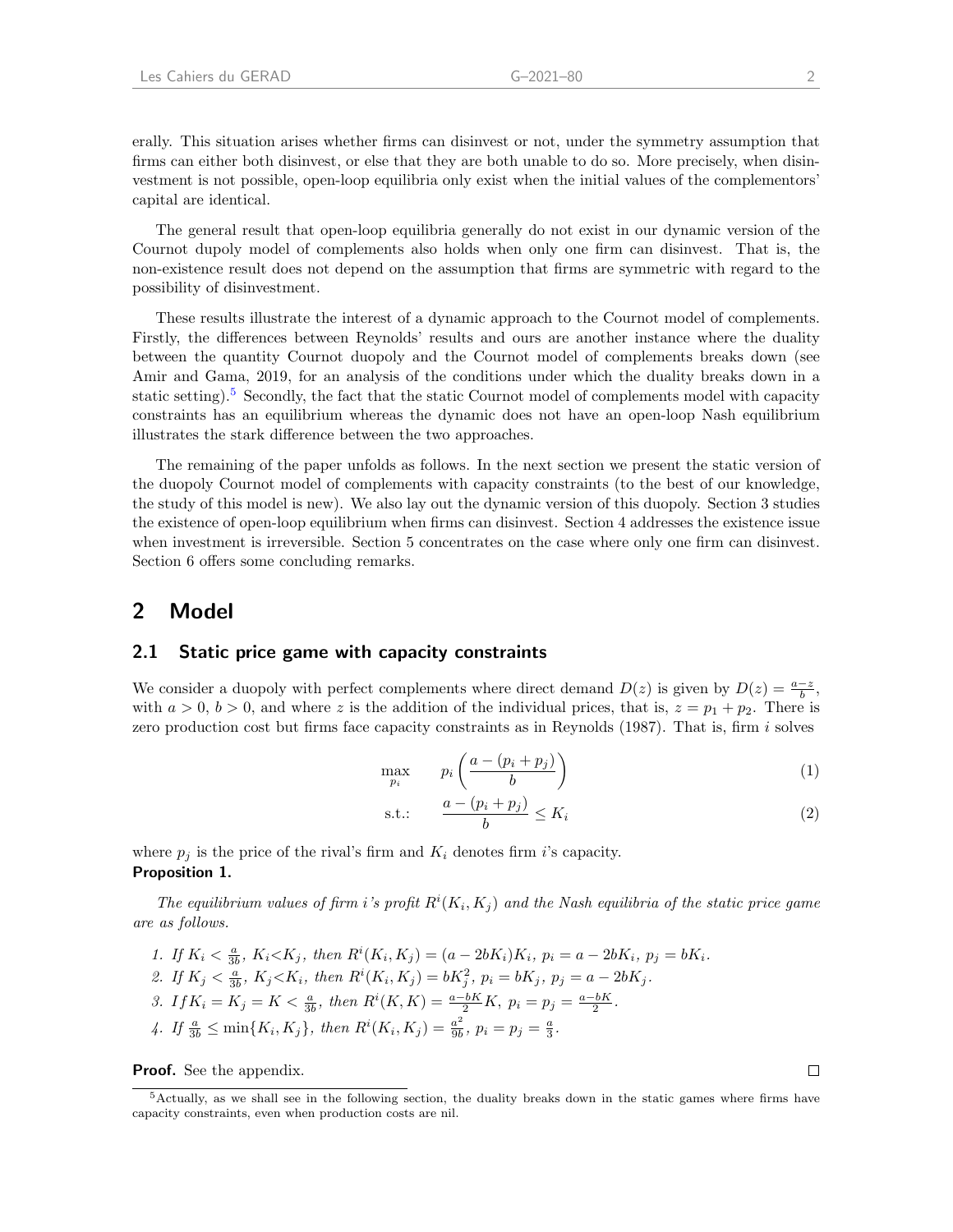erally. This situation arises whether firms can disinvest or not, under the symmetry assumption that firms can either both disinvest, or else that they are both unable to do so. More precisely, when disinvestment is not possible, open-loop equilibria only exist when the initial values of the complementors' capital are identical.

The general result that open-loop equilibria generally do not exist in our dynamic version of the Cournot dupoly model of complements also holds when only one firm can disinvest. That is, the non-existence result does not depend on the assumption that firms are symmetric with regard to the possibility of disinvestment.

These results illustrate the interest of a dynamic approach to the Cournot model of complements. Firstly, the differences between Reynolds' results and ours are another instance where the duality between the quantity Cournot duopoly and the Cournot model of complements breaks down (see Amir and Gama, 2019, for an analysis of the conditions under which the duality breaks down in a static setting).[5] Secondly, the fact that the static Cournot model of complements model with capacity constraints has an equilibrium whereas the dynamic does not have an open-loop Nash equilibrium illustrates the stark difference between the two approaches.

The remaining of the paper unfolds as follows. In the next section we present the static version of the duopoly Cournot model of complements with capacity constraints (to the best of our knowledge, the study of this model is new). We also lay out the dynamic version of this duopoly. Section 3 studies the existence of open-loop equilibrium when firms can disinvest. Section 4 addresses the existence issue when investment is irreversible. Section 5 concentrates on the case where only one firm can disinvest. Section 6 offers some concluding remarks.

## 2 Model

### 2.1 Static price game with capacity constraints

We consider a duopoly with perfect complements where direct demand $D(z)$ is given by $D(z) = \frac{a-z}{b}$, with $a > 0$, $b > 0$, and where $z$ is the addition of the individual prices, that is, $z = p_1 + p_2$. There is zero production cost but firms face capacity constraints as in Reynolds (1987). That is, firm $i$ solves

$$\max_{p_i} \quad p_i \left( \frac{a - (p_i + p_j)}{b} \right) \tag{1}$$

$$\text{s.t.:} \quad \frac{a - (p_i + p_j)}{b} \leq K_i \tag{2}$$

where $p_j$ is the price of the rival's firm and $K_i$ denotes firm $i$'s capacity.

**Proposition 1.**

*The equilibrium values of firm $i$'s profit $R^i(K_i, K_j)$ and the Nash equilibria of the static price game are as follows.*

1. *If $K_i < \frac{a}{3b}$, $K_i < K_j$, then $R^i(K_i, K_j) = (a - 2bK_i)K_i$, $p_i = a - 2bK_i$, $p_j = bK_i$.*
2. *If $K_j < \frac{a}{3b}$, $K_j < K_i$, then $R^i(K_i, K_j) = bK_j^2$, $p_i = bK_j$, $p_j = a - 2bK_j$.*
3. *If $K_i = K_j = K < \frac{a}{3b}$, then $R^i(K, K) = \frac{a-bK}{2}K$, $p_i = p_j = \frac{a-bK}{2}$.*
4. *If $\frac{a}{3b} \leq \min\{K_i, K_j\}$, then $R^i(K_i, K_j) = \frac{a^2}{9b}$, $p_i = p_j = \frac{a}{3}$.*

**Proof.** See the appendix. □

[5] Actually, as we shall see in the following section, the duality breaks down in the static games where firms have capacity constraints, even when production costs are nil.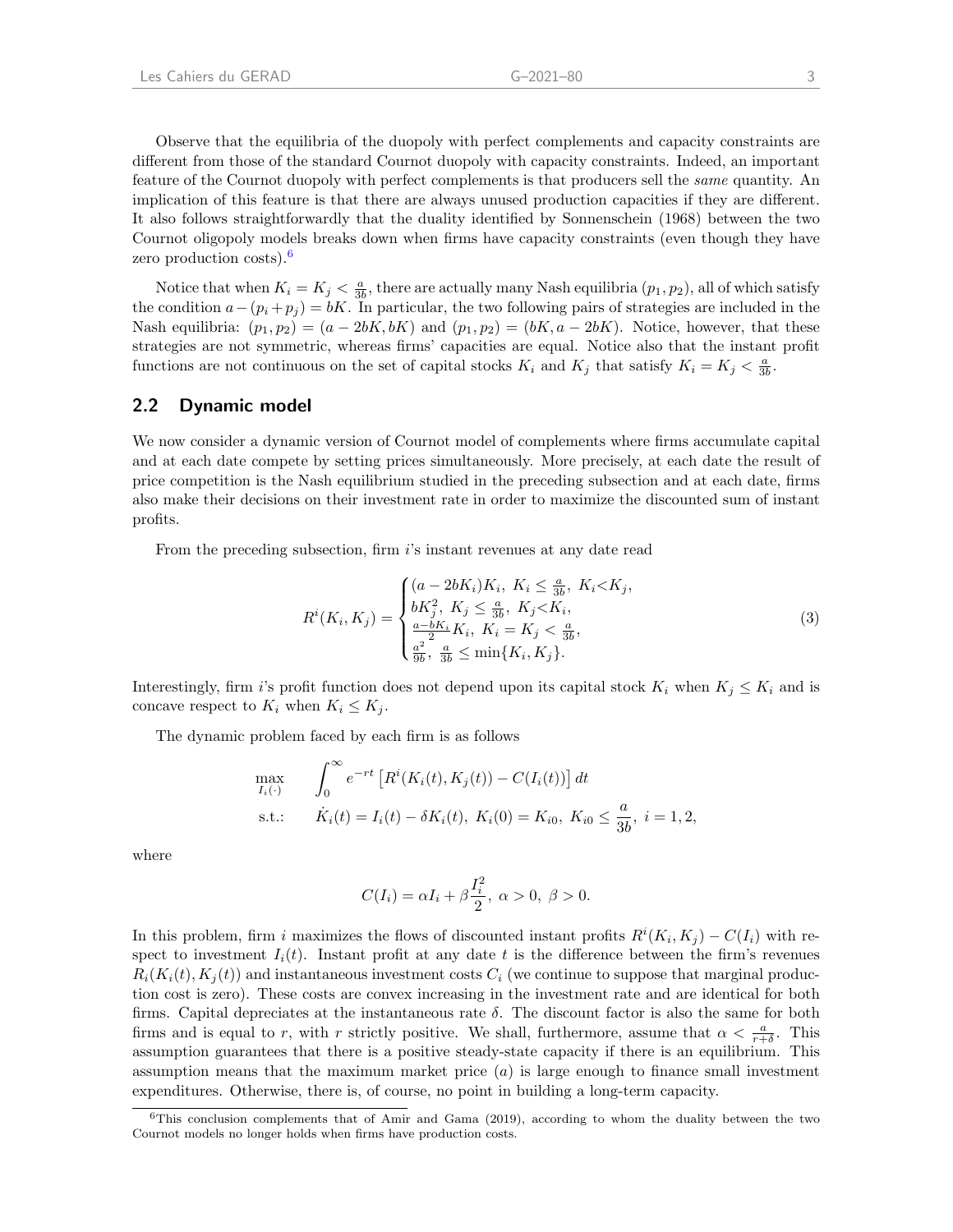Observe that the equilibria of the duopoly with perfect complements and capacity constraints are different from those of the standard Cournot duopoly with capacity constraints. Indeed, an important feature of the Cournot duopoly with perfect complements is that producers sell the *same* quantity. An implication of this feature is that there are always unused production capacities if they are different. It also follows straightforwardly that the duality identified by Sonnenschein (1968) between the two Cournot oligopoly models breaks down when firms have capacity constraints (even though they have zero production costs).[6]

Notice that when $K_i = K_j < \frac{a}{3b}$, there are actually many Nash equilibria $(p_1, p_2)$, all of which satisfy the condition $a - (p_i + p_j) = bK$. In particular, the two following pairs of strategies are included in the Nash equilibria: $(p_1, p_2) = (a - 2bK, bK)$ and $(p_1, p_2) = (bK, a - 2bK)$. Notice, however, that these strategies are not symmetric, whereas firms' capacities are equal. Notice also that the instant profit functions are not continuous on the set of capital stocks $K_i$ and $K_j$ that satisfy $K_i = K_j < \frac{a}{3b}$.

## 2.2 Dynamic model

We now consider a dynamic version of Cournot model of complements where firms accumulate capital and at each date compete by setting prices simultaneously. More precisely, at each date the result of price competition is the Nash equilibrium studied in the preceding subsection and at each date, firms also make their decisions on their investment rate in order to maximize the discounted sum of instant profits.

From the preceding subsection, firm $i$'s instant revenues at any date read

$$R^i(K_i, K_j) = \begin{cases} (a - 2bK_i)K_i, \ K_i \le \frac{a}{3b}, \ K_i < K_j, \\ bK_j^2, \ K_j \le \frac{a}{3b}, \ K_j < K_i, \\ \frac{a - bK_i}{2} K_i, \ K_i = K_j < \frac{a}{3b}, \\ \frac{a^2}{9b}, \ \frac{a}{3b} \le \min\{K_i, K_j\}. \end{cases} \tag{3}$$

Interestingly, firm $i$'s profit function does not depend upon its capital stock $K_i$ when $K_j \le K_i$ and is concave respect to $K_i$ when $K_i \le K_j$.

The dynamic problem faced by each firm is as follows

$$\begin{aligned} \max_{I_i(\cdot)} \quad & \int_0^\infty e^{-rt} \left[ R^i(K_i(t), K_j(t)) - C(I_i(t)) \right] dt \\ \text{s.t.:} \quad & \dot{K}_i(t) = I_i(t) - \delta K_i(t), \ K_i(0) = K_{i0}, \ K_{i0} \le \frac{a}{3b}, \ i = 1, 2, \end{aligned}$$

where

$$C(I_i) = \alpha I_i + \beta \frac{I_i^2}{2}, \ \alpha > 0, \ \beta > 0.$$

In this problem, firm $i$ maximizes the flows of discounted instant profits $R^i(K_i, K_j) - C(I_i)$ with respect to investment $I_i(t)$. Instant profit at any date $t$ is the difference between the firm's revenues $R_i(K_i(t), K_j(t))$ and instantaneous investment costs $C_i$ (we continue to suppose that marginal production cost is zero). These costs are convex increasing in the investment rate and are identical for both firms. Capital depreciates at the instantaneous rate $\delta$. The discount factor is also the same for both firms and is equal to $r$, with $r$ strictly positive. We shall, furthermore, assume that $\alpha < \frac{a}{r+\delta}$. This assumption guarantees that there is a positive steady-state capacity if there is an equilibrium. This assumption means that the maximum market price ($a$) is large enough to finance small investment expenditures. Otherwise, there is, of course, no point in building a long-term capacity.

[6] This conclusion complements that of Amir and Gama (2019), according to whom the duality between the two Cournot models no longer holds when firms have production costs.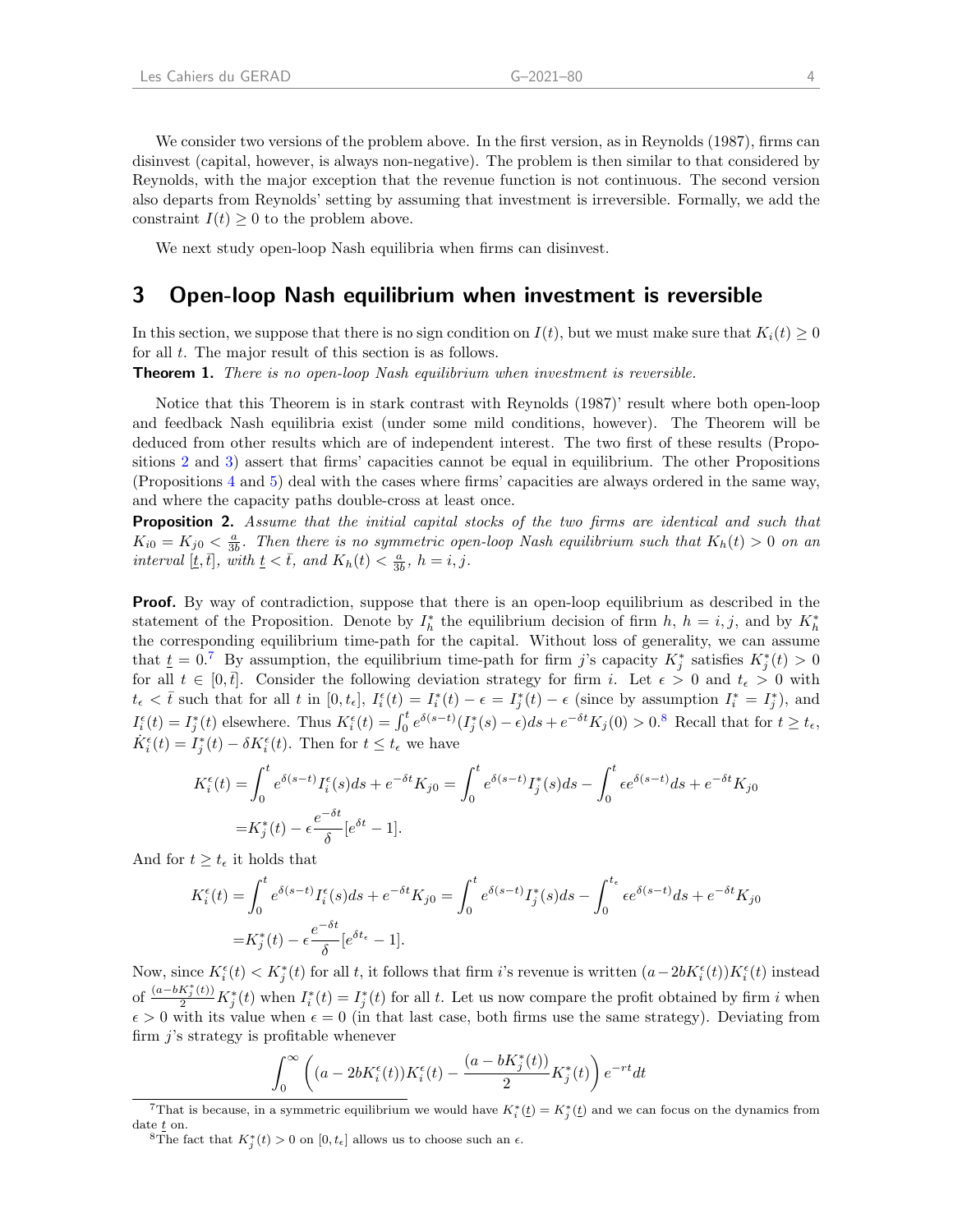We consider two versions of the problem above. In the first version, as in Reynolds (1987), firms can disinvest (capital, however, is always non-negative). The problem is then similar to that considered by Reynolds, with the major exception that the revenue function is not continuous. The second version also departs from Reynolds' setting by assuming that investment is irreversible. Formally, we add the constraint $I(t) \geq 0$ to the problem above.

We next study open-loop Nash equilibria when firms can disinvest.

## 3 Open-loop Nash equilibrium when investment is reversible

In this section, we suppose that there is no sign condition on $I(t)$, but we must make sure that $K_i(t) \geq 0$ for all $t$. The major result of this section is as follows.

**Theorem 1.** *There is no open-loop Nash equilibrium when investment is reversible.*

Notice that this Theorem is in stark contrast with Reynolds (1987)' result where both open-loop and feedback Nash equilibria exist (under some mild conditions, however). The Theorem will be deduced from other results which are of independent interest. The two first of these results (Propositions 2 and 3) assert that firms' capacities cannot be equal in equilibrium. The other Propositions (Propositions 4 and 5) deal with the cases where firms' capacities are always ordered in the same way, and where the capacity paths double-cross at least once.

**Proposition 2.** *Assume that the initial capital stocks of the two firms are identical and such that $K_{i0} = K_{j0} < \frac{a}{3b}$. Then there is no symmetric open-loop Nash equilibrium such that $K_h(t) > 0$ on an interval $[\underline{t}, \bar{t}]$, with $\underline{t} < \bar{t}$, and $K_h(t) < \frac{a}{3b}$, $h = i, j$.*

**Proof.** By way of contradiction, suppose that there is an open-loop equilibrium as described in the statement of the Proposition. Denote by $I_h^*$ the equilibrium decision of firm $h$, $h = i, j$, and by $K_h^*$ the corresponding equilibrium time-path for the capital. Without loss of generality, we can assume that $\underline{t} = 0$.[7] By assumption, the equilibrium time-path for firm $j$'s capacity $K_j^*$ satisfies $K_j^*(t) > 0$ for all $t \in [0, \bar{t}]$. Consider the following deviation strategy for firm $i$. Let $\epsilon > 0$ and $t_\epsilon > 0$ with $t_\epsilon < \bar{t}$ such that for all $t$ in $[0, t_\epsilon]$, $I_i^\epsilon(t) = I_i^*(t) - \epsilon = I_j^*(t) - \epsilon$ (since by assumption $I_i^* = I_j^*$), and $I_i^\epsilon(t) = I_j^*(t)$ elsewhere. Thus $K_i^\epsilon(t) = \int_0^t e^{\delta(s-t)}(I_j^*(s) - \epsilon)ds + e^{-\delta t}K_j(0) > 0$.[8] Recall that for $t \geq t_\epsilon$, $\dot{K}_i^\epsilon(t) = I_j^*(t) - \delta K_i^\epsilon(t)$. Then for $t \leq t_\epsilon$ we have

$$
\begin{aligned}
K_i^\epsilon(t) &= \int_0^t e^{\delta(s-t)} I_i^\epsilon(s)ds + e^{-\delta t}K_{j0} = \int_0^t e^{\delta(s-t)} I_j^*(s)ds - \int_0^t \epsilon e^{\delta(s-t)}ds + e^{-\delta t}K_{j0} \\
&= K_j^*(t) - \epsilon \frac{e^{-\delta t}}{\delta}[e^{\delta t} - 1].
\end{aligned}
$$

And for $t \geq t_\epsilon$ it holds that

$$
\begin{aligned}
K_i^\epsilon(t) &= \int_0^t e^{\delta(s-t)} I_i^\epsilon(s)ds + e^{-\delta t}K_{j0} = \int_0^t e^{\delta(s-t)} I_j^*(s)ds - \int_0^{t_\epsilon} \epsilon e^{\delta(s-t)}ds + e^{-\delta t}K_{j0} \\
&= K_j^*(t) - \epsilon \frac{e^{-\delta t}}{\delta}[e^{\delta t_\epsilon} - 1].
\end{aligned}
$$

Now, since $K_i^\epsilon(t) < K_j^*(t)$ for all $t$, it follows that firm $i$'s revenue is written $(a - 2bK_i^\epsilon(t))K_i^\epsilon(t)$ instead of $\frac{(a - bK_j^*(t))}{2}K_j^*(t)$ when $I_i^*(t) = I_j^*(t)$ for all $t$. Let us now compare the profit obtained by firm $i$ when $\epsilon > 0$ with its value when $\epsilon = 0$ (in that last case, both firms use the same strategy). Deviating from firm $j$'s strategy is profitable whenever

$$
\int_0^\infty \left( (a - 2bK_i^\epsilon(t))K_i^\epsilon(t) - \frac{(a - bK_j^*(t))}{2}K_j^*(t) \right) e^{-rt}dt
$$

[7] That is because, in a symmetric equilibrium we would have $K_i^*(\underline{t}) = K_j^*(\underline{t})$ and we can focus on the dynamics from date $\underline{t}$ on.

[8] The fact that $K_j^*(t) > 0$ on $[0, t_\epsilon]$ allows us to choose such an $\epsilon$.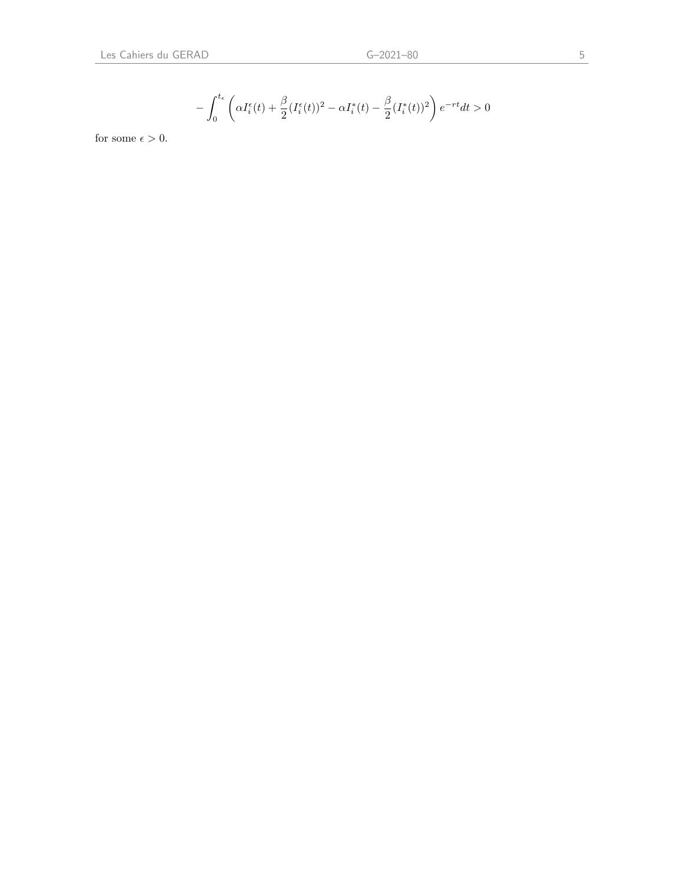$$
-\int_{0}^{t_\epsilon} \left( \alpha I_i^\epsilon(t) + \frac{\beta}{2}(I_i^\epsilon(t))^2 - \alpha I_i^*(t) - \frac{\beta}{2}(I_i^*(t))^2 \right) e^{-rt} dt > 0
$$

for some $\epsilon > 0$.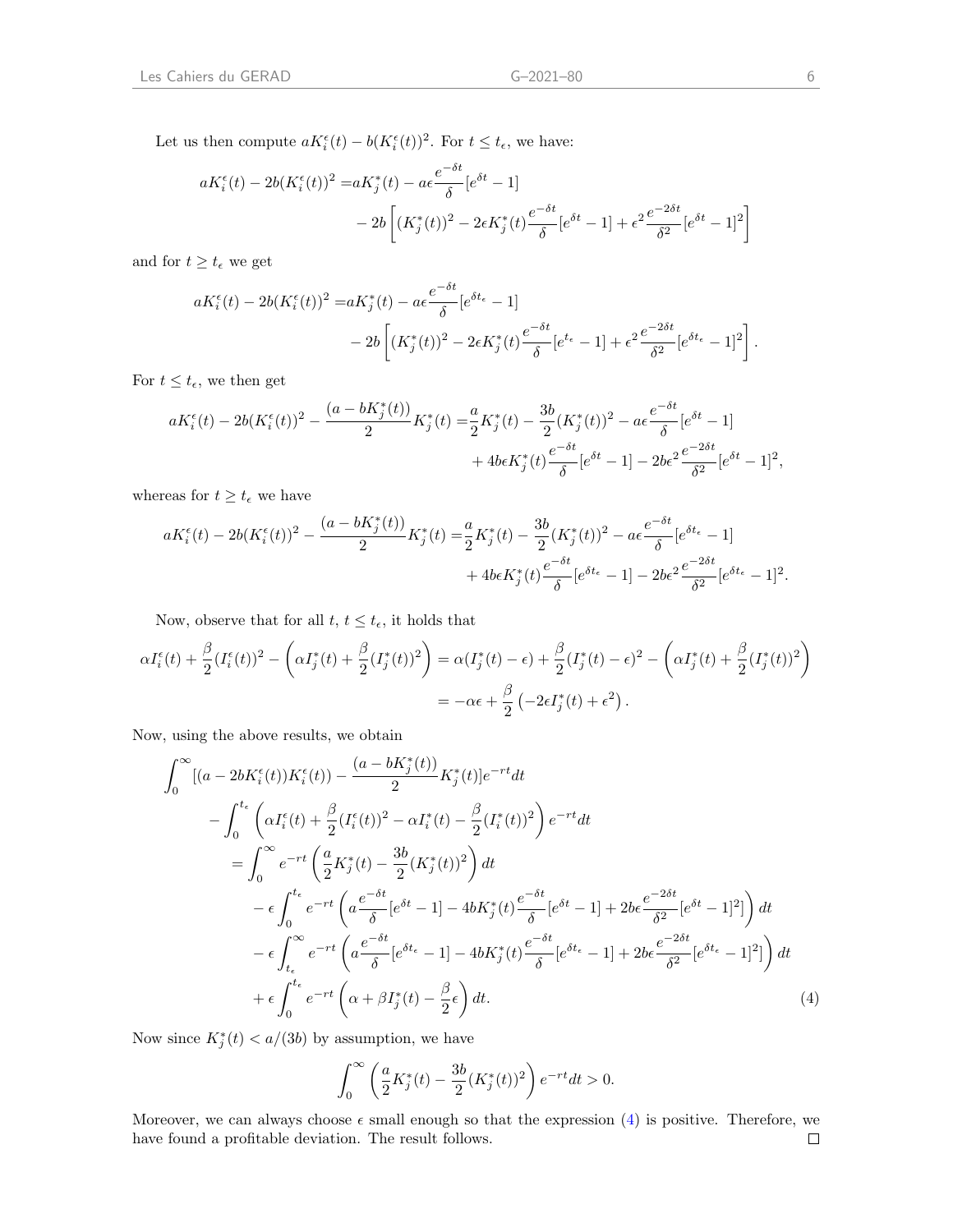Let us then compute $aK_i^\epsilon(t) - b(K_i^\epsilon(t))^2$. For $t \leq t_\epsilon$, we have:

$$
\begin{aligned}
aK_i^\epsilon(t) - 2b(K_i^\epsilon(t))^2 =& aK_j^*(t) - a\epsilon \frac{e^{-\delta t}}{\delta}[e^{\delta t} - 1] \\
&- 2b\left[(K_j^*(t))^2 - 2\epsilon K_j^*(t)\frac{e^{-\delta t}}{\delta}[e^{\delta t} - 1] + \epsilon^2 \frac{e^{-2\delta t}}{\delta^2}[e^{\delta t} - 1]^2\right]
\end{aligned}
$$

and for $t \geq t_\epsilon$ we get

$$
\begin{aligned}
aK_i^\epsilon(t) - 2b(K_i^\epsilon(t))^2 =& aK_j^*(t) - a\epsilon \frac{e^{-\delta t}}{\delta}[e^{\delta t_\epsilon} - 1] \\
&- 2b\left[(K_j^*(t))^2 - 2\epsilon K_j^*(t)\frac{e^{-\delta t}}{\delta}[e^{t_\epsilon} - 1] + \epsilon^2 \frac{e^{-2\delta t}}{\delta^2}[e^{\delta t_\epsilon} - 1]^2\right].
\end{aligned}
$$

For $t \leq t_\epsilon$, we then get

$$
\begin{aligned}
aK_i^\epsilon(t) - 2b(K_i^\epsilon(t))^2 - \frac{(a - bK_j^*(t))}{2}K_j^*(t) =& \frac{a}{2}K_j^*(t) - \frac{3b}{2}(K_j^*(t))^2 - a\epsilon\frac{e^{-\delta t}}{\delta}[e^{\delta t} - 1] \\
&+ 4b\epsilon K_j^*(t)\frac{e^{-\delta t}}{\delta}[e^{\delta t} - 1] - 2b\epsilon^2\frac{e^{-2\delta t}}{\delta^2}[e^{\delta t} - 1]^2,
\end{aligned}
$$

whereas for $t \geq t_\epsilon$ we have

$$
\begin{aligned}
aK_i^\epsilon(t) - 2b(K_i^\epsilon(t))^2 - \frac{(a - bK_j^*(t))}{2}K_j^*(t) =& \frac{a}{2}K_j^*(t) - \frac{3b}{2}(K_j^*(t))^2 - a\epsilon\frac{e^{-\delta t}}{\delta}[e^{\delta t_\epsilon} - 1] \\
&+ 4b\epsilon K_j^*(t)\frac{e^{-\delta t}}{\delta}[e^{\delta t_\epsilon} - 1] - 2b\epsilon^2\frac{e^{-2\delta t}}{\delta^2}[e^{\delta t_\epsilon} - 1]^2.
\end{aligned}
$$

Now, observe that for all $t$, $t \leq t_\epsilon$, it holds that

$$
\begin{aligned}
\alpha I_i^\epsilon(t) + \frac{\beta}{2}(I_i^\epsilon(t))^2 - \left(\alpha I_j^*(t) + \frac{\beta}{2}(I_j^*(t))^2\right) &= \alpha(I_j^*(t) - \epsilon) + \frac{\beta}{2}(I_j^*(t) - \epsilon)^2 - \left(\alpha I_j^*(t) + \frac{\beta}{2}(I_j^*(t))^2\right) \\
&= -\alpha\epsilon + \frac{\beta}{2}\left(-2\epsilon I_j^*(t) + \epsilon^2\right).
\end{aligned}
$$

Now, using the above results, we obtain

$$
\begin{aligned}
\int_0^\infty &[(a - 2bK_i^\epsilon(t))K_i^\epsilon(t)) - \frac{(a - bK_j^*(t))}{2}K_j^*(t)]e^{-rt}dt \\
&- \int_0^{t_\epsilon}\left(\alpha I_i^\epsilon(t) + \frac{\beta}{2}(I_i^\epsilon(t))^2 - \alpha I_i^*(t) - \frac{\beta}{2}(I_i^*(t))^2\right)e^{-rt}dt \\
&= \int_0^\infty e^{-rt}\left(\frac{a}{2}K_j^*(t) - \frac{3b}{2}(K_j^*(t))^2\right)dt \\
&- \epsilon\int_0^{t_\epsilon} e^{-rt}\left(a\frac{e^{-\delta t}}{\delta}[e^{\delta t} - 1] - 4bK_j^*(t)\frac{e^{-\delta t}}{\delta}[e^{\delta t} - 1] + 2b\epsilon\frac{e^{-2\delta t}}{\delta^2}[e^{\delta t} - 1]^2]\right)dt \\
&- \epsilon\int_{t_\epsilon}^\infty e^{-rt}\left(a\frac{e^{-\delta t}}{\delta}[e^{\delta t_\epsilon} - 1] - 4bK_j^*(t)\frac{e^{-\delta t}}{\delta}[e^{\delta t_\epsilon} - 1] + 2b\epsilon\frac{e^{-2\delta t}}{\delta^2}[e^{\delta t_\epsilon} - 1]^2]\right)dt \\
&+ \epsilon\int_0^{t_\epsilon} e^{-rt}\left(\alpha + \beta I_j^*(t) - \frac{\beta}{2}\epsilon\right)dt.
\end{aligned} \tag{4}
$$

Now since $K_j^*(t) < a/(3b)$ by assumption, we have

$$
\int_0^\infty \left(\frac{a}{2}K_j^*(t) - \frac{3b}{2}(K_j^*(t))^2\right)e^{-rt}dt > 0.
$$

Moreover, we can always choose $\epsilon$ small enough so that the expression (4) is positive. Therefore, we have found a profitable deviation. The result follows. $\square$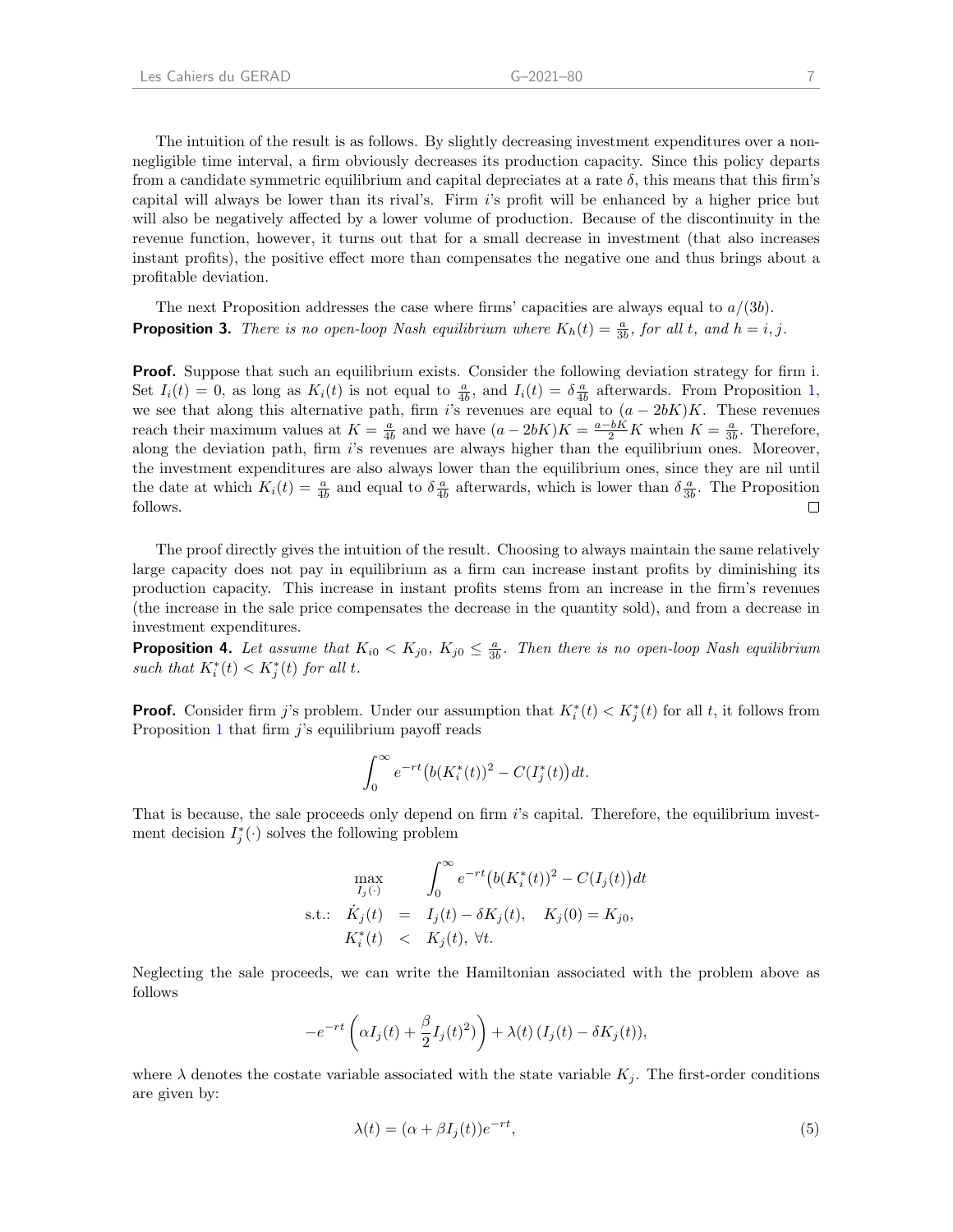The intuition of the result is as follows. By slightly decreasing investment expenditures over a non-negligible time interval, a firm obviously decreases its production capacity. Since this policy departs from a candidate symmetric equilibrium and capital depreciates at a rate $\delta$, this means that this firm's capital will always be lower than its rival's. Firm $i$'s profit will be enhanced by a higher price but will also be negatively affected by a lower volume of production. Because of the discontinuity in the revenue function, however, it turns out that for a small decrease in investment (that also increases instant profits), the positive effect more than compensates the negative one and thus brings about a profitable deviation.

The next Proposition addresses the case where firms' capacities are always equal to $a/(3b)$.

**Proposition 3.** *There is no open-loop Nash equilibrium where $K_h(t) = \frac{a}{3b}$, for all $t$, and $h = i, j$.*

**Proof.** Suppose that such an equilibrium exists. Consider the following deviation strategy for firm i. Set $I_i(t) = 0$, as long as $K_i(t)$ is not equal to $\frac{a}{4b}$, and $I_i(t) = \delta \frac{a}{4b}$ afterwards. From Proposition 1, we see that along this alternative path, firm $i$'s revenues are equal to $(a - 2bK)K$. These revenues reach their maximum values at $K = \frac{a}{4b}$ and we have $(a - 2bK)K = \frac{a-bK}{2}K$ when $K = \frac{a}{3b}$. Therefore, along the deviation path, firm $i$'s revenues are always higher than the equilibrium ones. Moreover, the investment expenditures are also always lower than the equilibrium ones, since they are nil until the date at which $K_i(t) = \frac{a}{4b}$ and equal to $\delta \frac{a}{4b}$ afterwards, which is lower than $\delta \frac{a}{3b}$. The Proposition follows. □

The proof directly gives the intuition of the result. Choosing to always maintain the same relatively large capacity does not pay in equilibrium as a firm can increase instant profits by diminishing its production capacity. This increase in instant profits stems from an increase in the firm's revenues (the increase in the sale price compensates the decrease in the quantity sold), and from a decrease in investment expenditures.

**Proposition 4.** *Let assume that $K_{i0} < K_{j0}$, $K_{j0} \leq \frac{a}{3b}$. Then there is no open-loop Nash equilibrium such that $K_i^*(t) < K_j^*(t)$ for all $t$.*

**Proof.** Consider firm $j$'s problem. Under our assumption that $K_i^*(t) < K_j^*(t)$ for all $t$, it follows from Proposition 1 that firm $j$'s equilibrium payoff reads

$$\int_0^\infty e^{-rt}\big(b(K_i^*(t))^2 - C(I_j^*(t)\big)\,dt.$$

That is because, the sale proceeds only depend on firm $i$'s capital. Therefore, the equilibrium investment decision $I_j^*(\cdot)$ solves the following problem

$$\begin{aligned}
\max_{I_j(\cdot)} \quad & \int_0^\infty e^{-rt}\big(b(K_i^*(t))^2 - C(I_j(t)\big)dt \\
\text{s.t.:} \quad \dot{K}_j(t) &= I_j(t) - \delta K_j(t), \quad K_j(0) = K_{j0}, \\
K_i^*(t) &< K_j(t), \ \forall t.
\end{aligned}$$

Neglecting the sale proceeds, we can write the Hamiltonian associated with the problem above as follows

$$-e^{-rt}\left(\alpha I_j(t) + \frac{\beta}{2}I_j(t)^2)\right) + \lambda(t)\,(I_j(t) - \delta K_j(t)),$$

where $\lambda$ denotes the costate variable associated with the state variable $K_j$. The first-order conditions are given by:

$$\lambda(t) = (\alpha + \beta I_j(t))e^{-rt}, \tag{5}$$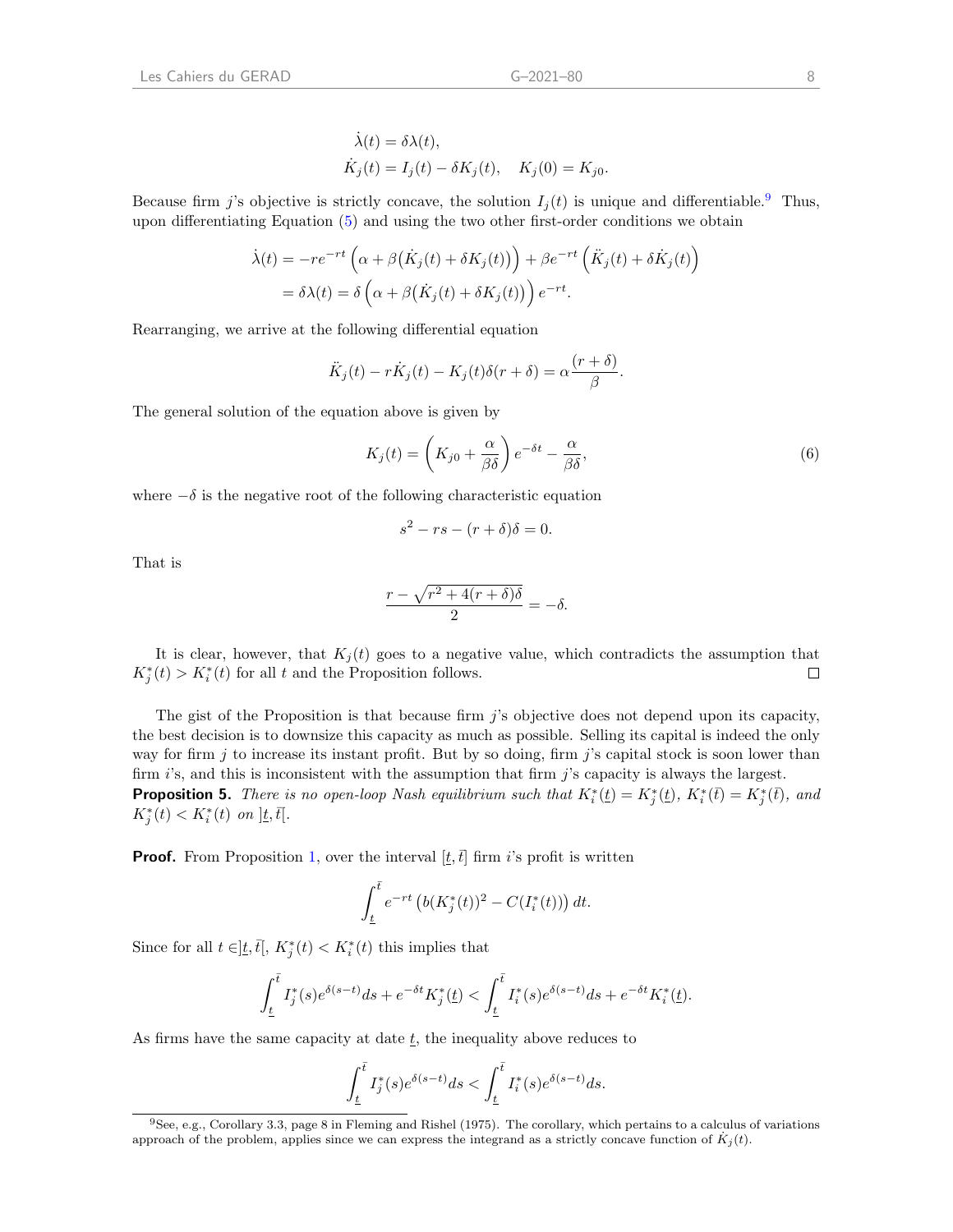$$\dot{\lambda}(t) = \delta\lambda(t),$$
$$\dot{K}_j(t) = I_j(t) - \delta K_j(t), \quad K_j(0) = K_{j0}.$$

Because firm $j$'s objective is strictly concave, the solution $I_j(t)$ is unique and differentiable.[9] Thus, upon differentiating Equation (5) and using the two other first-order conditions we obtain

$$\begin{aligned}
\dot{\lambda}(t) &= -re^{-rt}\left(\alpha + \beta\big(\dot{K}_j(t) + \delta K_j(t)\big)\right) + \beta e^{-rt}\left(\ddot{K}_j(t) + \delta\dot{K}_j(t)\right) \\
&= \delta\lambda(t) = \delta\left(\alpha + \beta\big(\dot{K}_j(t) + \delta K_j(t)\big)\right)e^{-rt}.
\end{aligned}$$

Rearranging, we arrive at the following differential equation

$$\ddot{K}_j(t) - r\dot{K}_j(t) - K_j(t)\delta(r+\delta) = \alpha\frac{(r+\delta)}{\beta}.$$

The general solution of the equation above is given by

$$K_j(t) = \left(K_{j0} + \frac{\alpha}{\beta\delta}\right)e^{-\delta t} - \frac{\alpha}{\beta\delta}, \tag{6}$$

where $-\delta$ is the negative root of the following characteristic equation

$$s^2 - rs - (r+\delta)\delta = 0.$$

That is

$$\frac{r - \sqrt{r^2 + 4(r+\delta)\delta}}{2} = -\delta.$$

It is clear, however, that $K_j(t)$ goes to a negative value, which contradicts the assumption that $K_j^*(t) > K_i^*(t)$ for all $t$ and the Proposition follows. □

The gist of the Proposition is that because firm $j$'s objective does not depend upon its capacity, the best decision is to downsize this capacity as much as possible. Selling its capital is indeed the only way for firm $j$ to increase its instant profit. But by so doing, firm $j$'s capital stock is soon lower than firm $i$'s, and this is inconsistent with the assumption that firm $j$'s capacity is always the largest.

**Proposition 5.** *There is no open-loop Nash equilibrium such that $K_i^*(\underline{t}) = K_j^*(\underline{t})$, $K_i^*(\bar{t}) = K_j^*(\bar{t})$, and $K_j^*(t) < K_i^*(t)$ on $]\underline{t}, \bar{t}[$.*

**Proof.** From Proposition 1, over the interval $[\underline{t}, \bar{t}]$ firm $i$'s profit is written

$$\int_{\underline{t}}^{\bar{t}} e^{-rt}\left(b(K_j^*(t))^2 - C(I_i^*(t))\right)dt.$$

Since for all $t \in ]\underline{t}, \bar{t}[$, $K_j^*(t) < K_i^*(t)$ this implies that

$$\int_{\underline{t}}^{\bar{t}} I_j^*(s)e^{\delta(s-t)}ds + e^{-\delta t}K_j^*(\underline{t}) < \int_{\underline{t}}^{\bar{t}} I_i^*(s)e^{\delta(s-t)}ds + e^{-\delta t}K_i^*(\underline{t}).$$

As firms have the same capacity at date $\underline{t}$, the inequality above reduces to

$$\int_{\underline{t}}^{\bar{t}} I_j^*(s)e^{\delta(s-t)}ds < \int_{\underline{t}}^{\bar{t}} I_i^*(s)e^{\delta(s-t)}ds.$$

---

[9] See, e.g., Corollary 3.3, page 8 in Fleming and Rishel (1975). The corollary, which pertains to a calculus of variations approach of the problem, applies since we can express the integrand as a strictly concave function of $\dot{K}_j(t)$.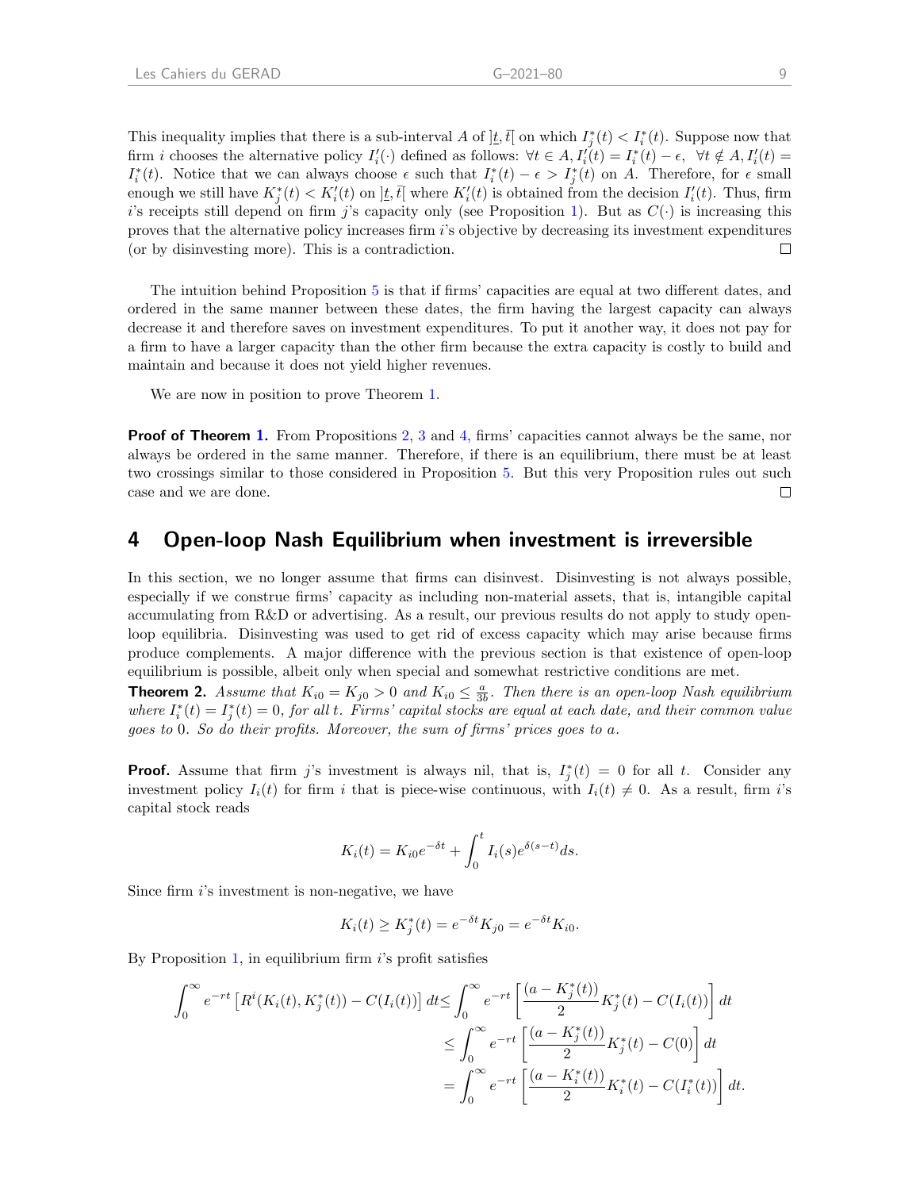This inequality implies that there is a sub-interval $A$ of $]\underline{t}, \bar{t}[$ on which $I_j^*(t) < I_i^*(t)$. Suppose now that firm $i$ chooses the alternative policy $I_i'(\cdot)$ defined as follows: $\forall t \in A, I_i'(t) = I_i^*(t) - \epsilon, \ \ \forall t \notin A, I_i'(t) = I_i^*(t)$. Notice that we can always choose $\epsilon$ such that $I_i^*(t) - \epsilon > I_j^*(t)$ on $A$. Therefore, for $\epsilon$ small enough we still have $K_j^*(t) < K_i'(t)$ on $]\underline{t}, \bar{t}[$ where $K_i'(t)$ is obtained from the decision $I_i'(t)$. Thus, firm $i$'s receipts still depend on firm $j$'s capacity only (see Proposition 1). But as $C(\cdot)$ is increasing this proves that the alternative policy increases firm $i$'s objective by decreasing its investment expenditures (or by disinvesting more). This is a contradiction. □

The intuition behind Proposition 5 is that if firms' capacities are equal at two different dates, and ordered in the same manner between these dates, the firm having the largest capacity can always decrease it and therefore saves on investment expenditures. To put it another way, it does not pay for a firm to have a larger capacity than the other firm because the extra capacity is costly to build and maintain and because it does not yield higher revenues.

We are now in position to prove Theorem 1.

**Proof of Theorem 1.** From Propositions 2, 3 and 4, firms' capacities cannot always be the same, nor always be ordered in the same manner. Therefore, if there is an equilibrium, there must be at least two crossings similar to those considered in Proposition 5. But this very Proposition rules out such case and we are done. □

## 4 Open-loop Nash Equilibrium when investment is irreversible

In this section, we no longer assume that firms can disinvest. Disinvesting is not always possible, especially if we construe firms' capacity as including non-material assets, that is, intangible capital accumulating from R&D or advertising. As a result, our previous results do not apply to study open-loop equilibria. Disinvesting was used to get rid of excess capacity which may arise because firms produce complements. A major difference with the previous section is that existence of open-loop equilibrium is possible, albeit only when special and somewhat restrictive conditions are met.

**Theorem 2.** *Assume that $K_{i0} = K_{j0} > 0$ and $K_{i0} \leq \frac{a}{3b}$. Then there is an open-loop Nash equilibrium where $I_i^*(t) = I_j^*(t) = 0$, for all $t$. Firms' capital stocks are equal at each date, and their common value goes to $0$. So do their profits. Moreover, the sum of firms' prices goes to $a$.*

**Proof.** Assume that firm $j$'s investment is always nil, that is, $I_j^*(t) = 0$ for all $t$. Consider any investment policy $I_i(t)$ for firm $i$ that is piece-wise continuous, with $I_i(t) \neq 0$. As a result, firm $i$'s capital stock reads

$$K_i(t) = K_{i0}e^{-\delta t} + \int_0^t I_i(s)e^{\delta(s-t)}ds.$$

Since firm $i$'s investment is non-negative, we have

$$K_i(t) \geq K_j^*(t) = e^{-\delta t}K_{j0} = e^{-\delta t}K_{i0}.$$

By Proposition 1, in equilibrium firm $i$'s profit satisfies

$$\begin{aligned}
\int_0^\infty e^{-rt}\left[R^i(K_i(t), K_j^*(t)) - C(I_i(t))\right]dt &\leq \int_0^\infty e^{-rt}\left[\frac{(a - K_j^*(t))}{2}K_j^*(t) - C(I_i(t))\right]dt \\
&\leq \int_0^\infty e^{-rt}\left[\frac{(a - K_j^*(t))}{2}K_j^*(t) - C(0)\right]dt \\
&= \int_0^\infty e^{-rt}\left[\frac{(a - K_i^*(t))}{2}K_i^*(t) - C(I_i^*(t))\right]dt.
\end{aligned}$$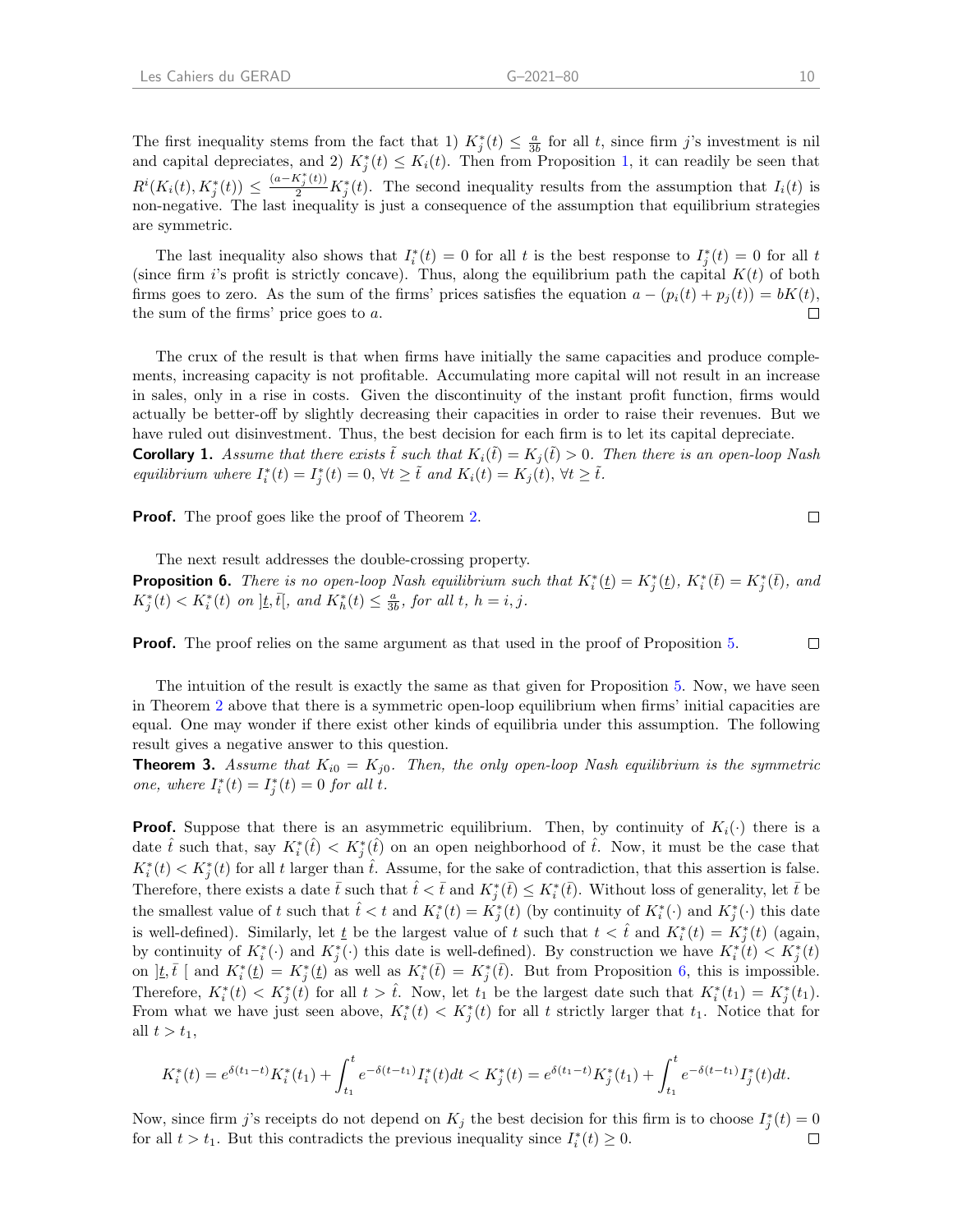The first inequality stems from the fact that 1) $K_j^*(t) \leq \frac{a}{3b}$ for all $t$, since firm $j$'s investment is nil and capital depreciates, and 2) $K_j^*(t) \leq K_i(t)$. Then from Proposition 1, it can readily be seen that $R^i(K_i(t), K_j^*(t)) \leq \frac{(a - K_j^*(t))}{2} K_j^*(t)$. The second inequality results from the assumption that $I_i(t)$ is non-negative. The last inequality is just a consequence of the assumption that equilibrium strategies are symmetric.

The last inequality also shows that $I_i^*(t) = 0$ for all $t$ is the best response to $I_j^*(t) = 0$ for all $t$ (since firm $i$'s profit is strictly concave). Thus, along the equilibrium path the capital $K(t)$ of both firms goes to zero. As the sum of the firms' prices satisfies the equation $a - (p_i(t) + p_j(t)) = bK(t)$, the sum of the firms' price goes to $a$. □

The crux of the result is that when firms have initially the same capacities and produce complements, increasing capacity is not profitable. Accumulating more capital will not result in an increase in sales, only in a rise in costs. Given the discontinuity of the instant profit function, firms would actually be better-off by slightly decreasing their capacities in order to raise their revenues. But we have ruled out disinvestment. Thus, the best decision for each firm is to let its capital depreciate.

**Corollary 1.** *Assume that there exists $\tilde{t}$ such that $K_i(\tilde{t}) = K_j(\tilde{t}) > 0$. Then there is an open-loop Nash equilibrium where $I_i^*(t) = I_j^*(t) = 0$, $\forall t \geq \tilde{t}$ and $K_i(t) = K_j(t)$, $\forall t \geq \tilde{t}$.*

**Proof.** The proof goes like the proof of Theorem 2. □

The next result addresses the double-crossing property.

**Proposition 6.** *There is no open-loop Nash equilibrium such that $K_i^*(\underline{t}) = K_j^*(\underline{t})$, $K_i^*(\bar{t}) = K_j^*(\bar{t})$, and $K_j^*(t) < K_i^*(t)$ on $]\underline{t}, \bar{t}[$, and $K_h^*(t) \leq \frac{a}{3b}$, for all $t$, $h = i, j$.*

**Proof.** The proof relies on the same argument as that used in the proof of Proposition 5. □

The intuition of the result is exactly the same as that given for Proposition 5. Now, we have seen in Theorem 2 above that there is a symmetric open-loop equilibrium when firms' initial capacities are equal. One may wonder if there exist other kinds of equilibria under this assumption. The following result gives a negative answer to this question.

**Theorem 3.** *Assume that $K_{i0} = K_{j0}$. Then, the only open-loop Nash equilibrium is the symmetric one, where $I_i^*(t) = I_j^*(t) = 0$ for all $t$.*

**Proof.** Suppose that there is an asymmetric equilibrium. Then, by continuity of $K_i(\cdot)$ there is a date $\hat{t}$ such that, say $K_i^*(\hat{t}) < K_j^*(\hat{t})$ on an open neighborhood of $\hat{t}$. Now, it must be the case that $K_i^*(t) < K_j^*(t)$ for all $t$ larger than $\hat{t}$. Assume, for the sake of contradiction, that this assertion is false. Therefore, there exists a date $\bar{t}$ such that $\hat{t} < \bar{t}$ and $K_j^*(\bar{t}) \leq K_i^*(\bar{t})$. Without loss of generality, let $\bar{t}$ be the smallest value of $t$ such that $\hat{t} < t$ and $K_i^*(t) = K_j^*(t)$ (by continuity of $K_i^*(\cdot)$ and $K_j^*(\cdot)$ this date is well-defined). Similarly, let $\underline{t}$ be the largest value of $t$ such that $t < \hat{t}$ and $K_i^*(t) = K_j^*(t)$ (again, by continuity of $K_i^*(\cdot)$ and $K_j^*(\cdot)$ this date is well-defined). By construction we have $K_i^*(t) < K_j^*(t)$ on $]\underline{t}, \bar{t}\,[$ and $K_i^*(\underline{t}) = K_j^*(\underline{t})$ as well as $K_i^*(\bar{t}) = K_j^*(\bar{t})$. But from Proposition 6, this is impossible. Therefore, $K_i^*(t) < K_j^*(t)$ for all $t > \hat{t}$. Now, let $t_1$ be the largest date such that $K_i^*(t_1) = K_j^*(t_1)$. From what we have just seen above, $K_i^*(t) < K_j^*(t)$ for all $t$ strictly larger that $t_1$. Notice that for all $t > t_1$,

$$K_i^*(t) = e^{\delta(t_1 - t)} K_i^*(t_1) + \int_{t_1}^{t} e^{-\delta(t - t_1)} I_i^*(t) dt < K_j^*(t) = e^{\delta(t_1 - t)} K_j^*(t_1) + \int_{t_1}^{t} e^{-\delta(t - t_1)} I_j^*(t) dt.$$

Now, since firm $j$'s receipts do not depend on $K_j$ the best decision for this firm is to choose $I_j^*(t) = 0$ for all $t > t_1$. But this contradicts the previous inequality since $I_i^*(t) \geq 0$. □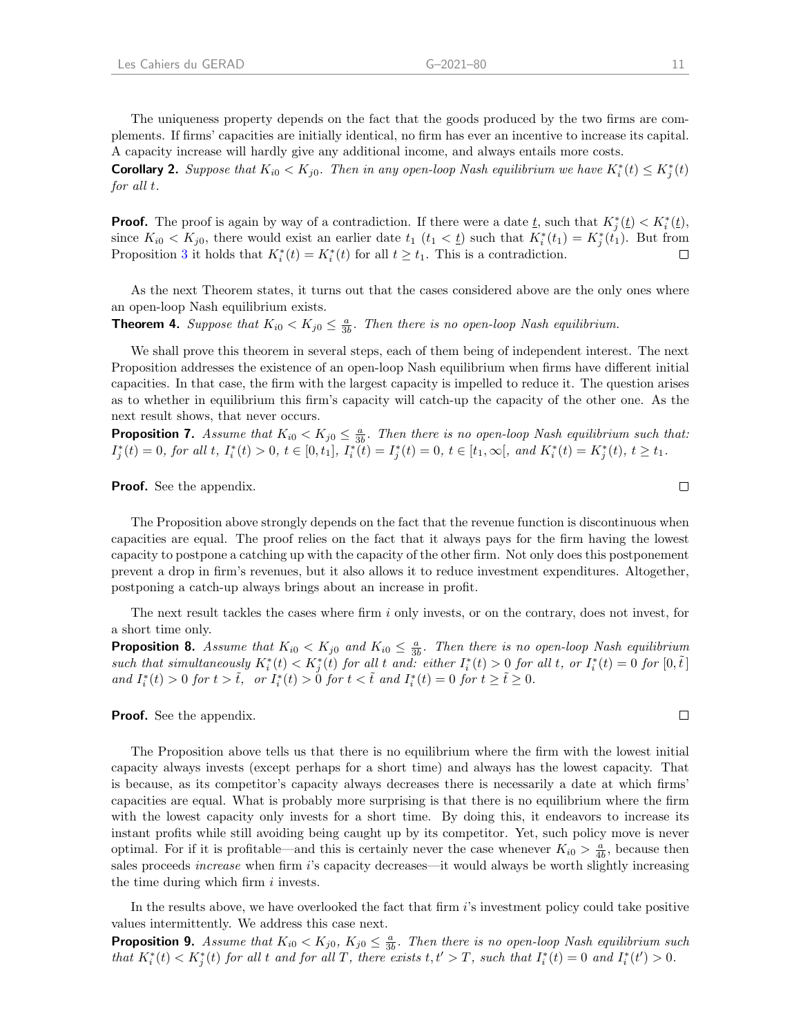The uniqueness property depends on the fact that the goods produced by the two firms are complements. If firms' capacities are initially identical, no firm has ever an incentive to increase its capital. A capacity increase will hardly give any additional income, and always entails more costs.

**Corollary 2.** *Suppose that $K_{i0} < K_{j0}$. Then in any open-loop Nash equilibrium we have $K_i^*(t) \leq K_j^*(t)$ for all $t$.*

**Proof.** The proof is again by way of a contradiction. If there were a date $\underline{t}$, such that $K_j^*(\underline{t}) < K_i^*(\underline{t})$, since $K_{i0} < K_{j0}$, there would exist an earlier date $t_1$ ($t_1 < \underline{t}$) such that $K_i^*(t_1) = K_j^*(t_1)$. But from Proposition 3 it holds that $K_i^*(t) = K_i^*(t)$ for all $t \geq t_1$. This is a contradiction. □

As the next Theorem states, it turns out that the cases considered above are the only ones where an open-loop Nash equilibrium exists.

**Theorem 4.** *Suppose that $K_{i0} < K_{j0} \leq \frac{a}{3b}$. Then there is no open-loop Nash equilibrium.*

We shall prove this theorem in several steps, each of them being of independent interest. The next Proposition addresses the existence of an open-loop Nash equilibrium when firms have different initial capacities. In that case, the firm with the largest capacity is impelled to reduce it. The question arises as to whether in equilibrium this firm's capacity will catch-up the capacity of the other one. As the next result shows, that never occurs.

**Proposition 7.** *Assume that $K_{i0} < K_{j0} \leq \frac{a}{3b}$. Then there is no open-loop Nash equilibrium such that: $I_j^*(t) = 0$, for all $t$, $I_i^*(t) > 0$, $t \in [0, t_1]$, $I_i^*(t) = I_j^*(t) = 0$, $t \in [t_1, \infty[$, and $K_i^*(t) = K_j^*(t)$, $t \geq t_1$.*

**Proof.** See the appendix. □

The Proposition above strongly depends on the fact that the revenue function is discontinuous when capacities are equal. The proof relies on the fact that it always pays for the firm having the lowest capacity to postpone a catching up with the capacity of the other firm. Not only does this postponement prevent a drop in firm's revenues, but it also allows it to reduce investment expenditures. Altogether, postponing a catch-up always brings about an increase in profit.

The next result tackles the cases where firm $i$ only invests, or on the contrary, does not invest, for a short time only.

**Proposition 8.** *Assume that $K_{i0} < K_{j0}$ and $K_{i0} \leq \frac{a}{3b}$. Then there is no open-loop Nash equilibrium such that simultaneously $K_i^*(t) < K_j^*(t)$ for all $t$ and: either $I_i^*(t) > 0$ for all $t$, or $I_i^*(t) = 0$ for $[0, \tilde{t}\,]$ and $I_i^*(t) > 0$ for $t > \tilde{t}$, or $I_i^*(t) > 0$ for $t < \tilde{t}$ and $I_i^*(t) = 0$ for $t \geq \tilde{t} \geq 0$.*

**Proof.** See the appendix. □

The Proposition above tells us that there is no equilibrium where the firm with the lowest initial capacity always invests (except perhaps for a short time) and always has the lowest capacity. That is because, as its competitor's capacity always decreases there is necessarily a date at which firms' capacities are equal. What is probably more surprising is that there is no equilibrium where the firm with the lowest capacity only invests for a short time. By doing this, it endeavors to increase its instant profits while still avoiding being caught up by its competitor. Yet, such policy move is never optimal. For if it is profitable—and this is certainly never the case whenever $K_{i0} > \frac{a}{4b}$, because then sales proceeds *increase* when firm $i$'s capacity decreases—it would always be worth slightly increasing the time during which firm $i$ invests.

In the results above, we have overlooked the fact that firm $i$'s investment policy could take positive values intermittently. We address this case next.

**Proposition 9.** *Assume that $K_{i0} < K_{j0}$, $K_{j0} \leq \frac{a}{3b}$. Then there is no open-loop Nash equilibrium such that $K_i^*(t) < K_j^*(t)$ for all $t$ and for all $T$, there exists $t, t' > T$, such that $I_i^*(t) = 0$ and $I_i^*(t') > 0$.*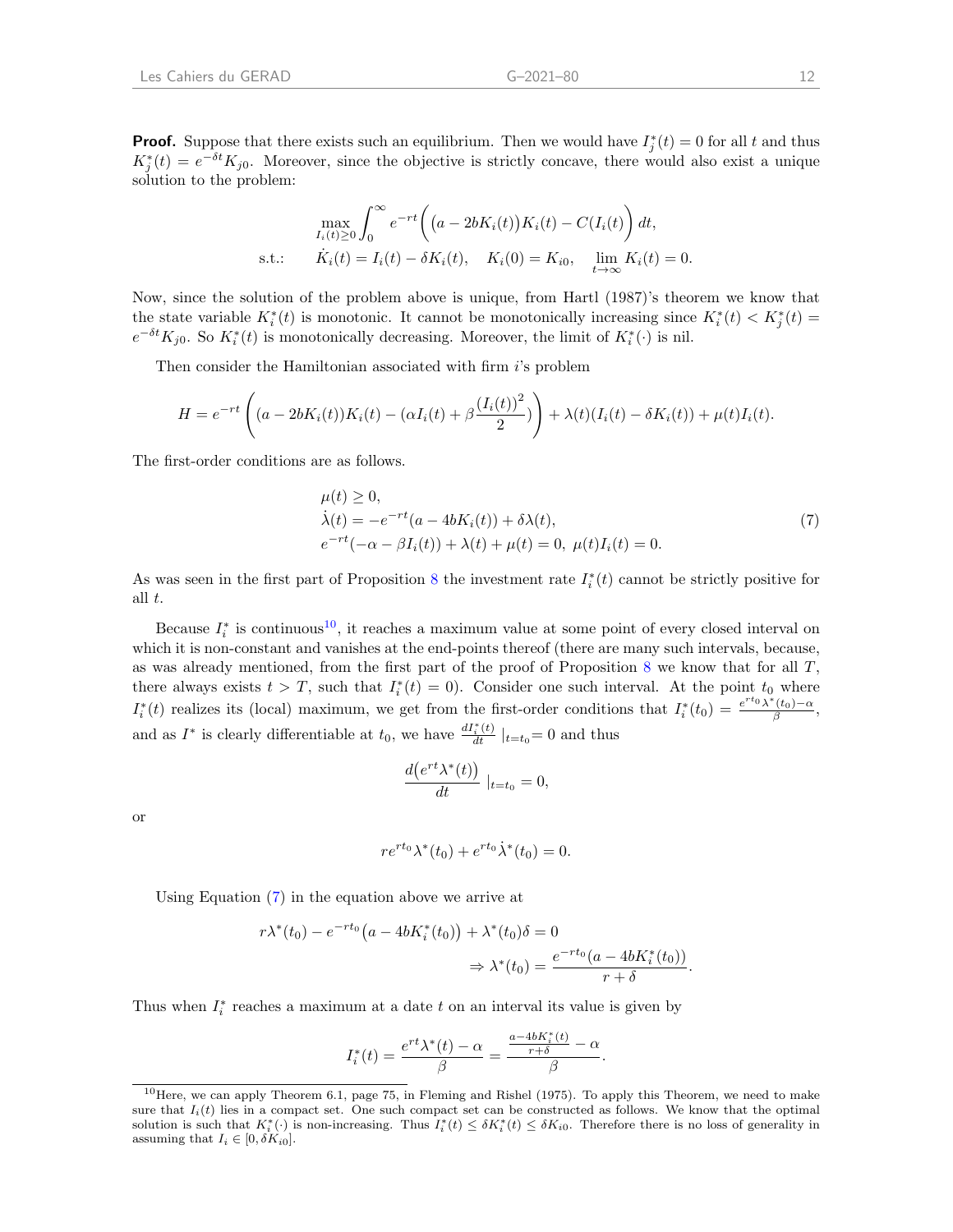**Proof.** Suppose that there exists such an equilibrium. Then we would have $I_j^*(t) = 0$ for all $t$ and thus $K_j^*(t) = e^{-\delta t}K_{j0}$. Moreover, since the objective is strictly concave, there would also exist a unique solution to the problem:

$$
\begin{aligned}
&\max_{I_i(t)\geq 0} \int_0^\infty e^{-rt}\Big(\big(a - 2bK_i(t)\big)K_i(t) - C(I_i(t)\big)\Big)\,dt,\\
\text{s.t.:}\quad &\dot{K}_i(t) = I_i(t) - \delta K_i(t), \quad K_i(0) = K_{i0}, \quad \lim_{t\to\infty} K_i(t) = 0.
\end{aligned}
$$

Now, since the solution of the problem above is unique, from Hartl (1987)'s theorem we know that the state variable $K_i^*(t)$ is monotonic. It cannot be monotonically increasing since $K_i^*(t) < K_j^*(t) = e^{-\delta t}K_{j0}$. So $K_i^*(t)$ is monotonically decreasing. Moreover, the limit of $K_i^*(\cdot)$ is nil.

Then consider the Hamiltonian associated with firm $i$'s problem

$$
H = e^{-rt}\left((a - 2bK_i(t))K_i(t) - (\alpha I_i(t) + \beta\frac{(I_i(t))^2}{2})\right) + \lambda(t)(I_i(t) - \delta K_i(t)) + \mu(t)I_i(t).
$$

The first-order conditions are as follows.

$$
\begin{aligned}
&\mu(t) \geq 0,\\
&\dot{\lambda}(t) = -e^{-rt}(a - 4bK_i(t)) + \delta\lambda(t),\\
&e^{-rt}(-\alpha - \beta I_i(t)) + \lambda(t) + \mu(t) = 0,\ \mu(t)I_i(t) = 0.
\end{aligned} \tag{7}
$$

As was seen in the first part of Proposition 8 the investment rate $I_i^*(t)$ cannot be strictly positive for all $t$.

Because $I_i^*$ is continuous[10], it reaches a maximum value at some point of every closed interval on which it is non-constant and vanishes at the end-points thereof (there are many such intervals, because, as was already mentioned, from the first part of the proof of Proposition 8 we know that for all $T$, there always exists $t > T$, such that $I_i^*(t) = 0$). Consider one such interval. At the point $t_0$ where $I_i^*(t)$ realizes its (local) maximum, we get from the first-order conditions that $I_i^*(t_0) = \frac{e^{rt_0}\lambda^*(t_0) - \alpha}{\beta}$, and as $I^*$ is clearly differentiable at $t_0$, we have $\frac{dI_i^*(t)}{dt}\mid_{t=t_0} = 0$ and thus

$$
\frac{d\big(e^{rt}\lambda^*(t)\big)}{dt}\mid_{t=t_0} = 0,
$$

or

$$
re^{rt_0}\lambda^*(t_0) + e^{rt_0}\dot{\lambda}^*(t_0) = 0.
$$

Using Equation (7) in the equation above we arrive at

$$
\begin{aligned}
r\lambda^*(t_0) - e^{-rt_0}\big(a - 4bK_i^*(t_0)\big) + \lambda^*(t_0)\delta = 0\\
\Rightarrow \lambda^*(t_0) = \frac{e^{-rt_0}(a - 4bK_i^*(t_0))}{r + \delta}.
\end{aligned}
$$

Thus when $I_i^*$ reaches a maximum at a date $t$ on an interval its value is given by

$$
I_i^*(t) = \frac{e^{rt}\lambda^*(t) - \alpha}{\beta} = \frac{\frac{a - 4bK_i^*(t)}{r+\delta} - \alpha}{\beta}.
$$

[10] Here, we can apply Theorem 6.1, page 75, in Fleming and Rishel (1975). To apply this Theorem, we need to make sure that $I_i(t)$ lies in a compact set. One such compact set can be constructed as follows. We know that the optimal solution is such that $K_i^*(\cdot)$ is non-increasing. Thus $I_i^*(t) \leq \delta K_i^*(t) \leq \delta K_{i0}$. Therefore there is no loss of generality in assuming that $I_i \in [0, \delta K_{i0}]$.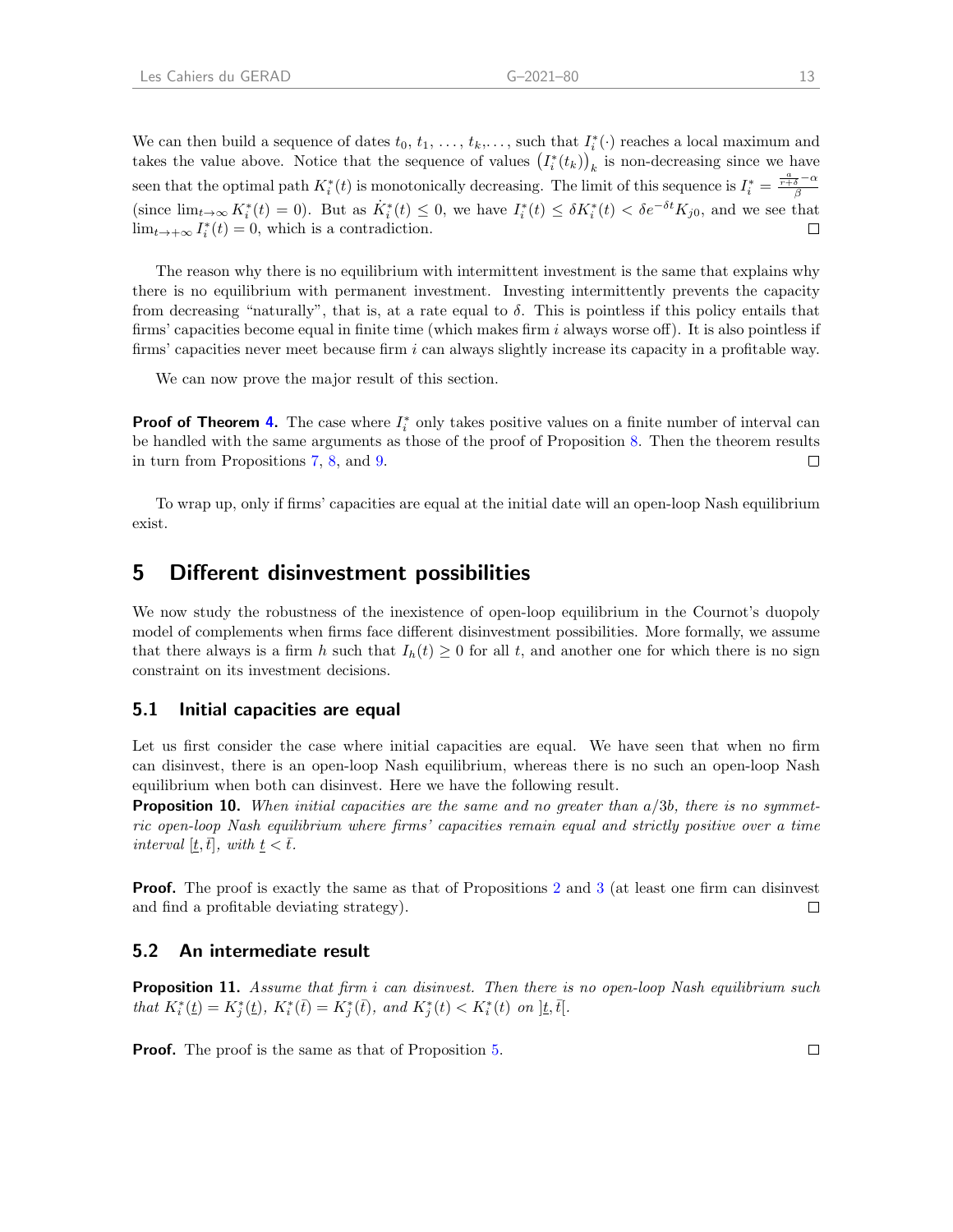We can then build a sequence of dates $t_0, t_1, \ldots, t_k, \ldots$, such that $I_i^*(\cdot)$ reaches a local maximum and takes the value above. Notice that the sequence of values $\left(I_i^*(t_k)\right)_k$ is non-decreasing since we have seen that the optimal path $K_i^*(t)$ is monotonically decreasing. The limit of this sequence is $I_i^* = \frac{\frac{a}{r+\delta}-\alpha}{\beta}$ (since $\lim_{t\to\infty} K_i^*(t) = 0$). But as $\dot{K}_i^*(t) \leq 0$, we have $I_i^*(t) \leq \delta K_i^*(t) < \delta e^{-\delta t} K_{j0}$, and we see that $\lim_{t\to+\infty} I_i^*(t) = 0$, which is a contradiction. □

The reason why there is no equilibrium with intermittent investment is the same that explains why there is no equilibrium with permanent investment. Investing intermittently prevents the capacity from decreasing "naturally", that is, at a rate equal to $\delta$. This is pointless if this policy entails that firms' capacities become equal in finite time (which makes firm $i$ always worse off). It is also pointless if firms' capacities never meet because firm $i$ can always slightly increase its capacity in a profitable way.

We can now prove the major result of this section.

**Proof of Theorem 4.** The case where $I_i^*$ only takes positive values on a finite number of interval can be handled with the same arguments as those of the proof of Proposition 8. Then the theorem results in turn from Propositions 7, 8, and 9. □

To wrap up, only if firms' capacities are equal at the initial date will an open-loop Nash equilibrium exist.

# 5 Different disinvestment possibilities

We now study the robustness of the inexistence of open-loop equilibrium in the Cournot's duopoly model of complements when firms face different disinvestment possibilities. More formally, we assume that there always is a firm $h$ such that $I_h(t) \geq 0$ for all $t$, and another one for which there is no sign constraint on its investment decisions.

## 5.1 Initial capacities are equal

Let us first consider the case where initial capacities are equal. We have seen that when no firm can disinvest, there is an open-loop Nash equilibrium, whereas there is no such an open-loop Nash equilibrium when both can disinvest. Here we have the following result.

**Proposition 10.** *When initial capacities are the same and no greater than $a/3b$, there is no symmetric open-loop Nash equilibrium where firms' capacities remain equal and strictly positive over a time interval $[\underline{t}, \bar{t}]$, with $\underline{t} < \bar{t}$.*

**Proof.** The proof is exactly the same as that of Propositions 2 and 3 (at least one firm can disinvest and find a profitable deviating strategy). □

## 5.2 An intermediate result

**Proposition 11.** *Assume that firm $i$ can disinvest. Then there is no open-loop Nash equilibrium such that $K_i^*(\underline{t}) = K_j^*(\underline{t})$, $K_i^*(\bar{t}) = K_j^*(\bar{t})$, and $K_j^*(t) < K_i^*(t)$ on $]\underline{t}, \bar{t}[$.*

**Proof.** The proof is the same as that of Proposition 5. □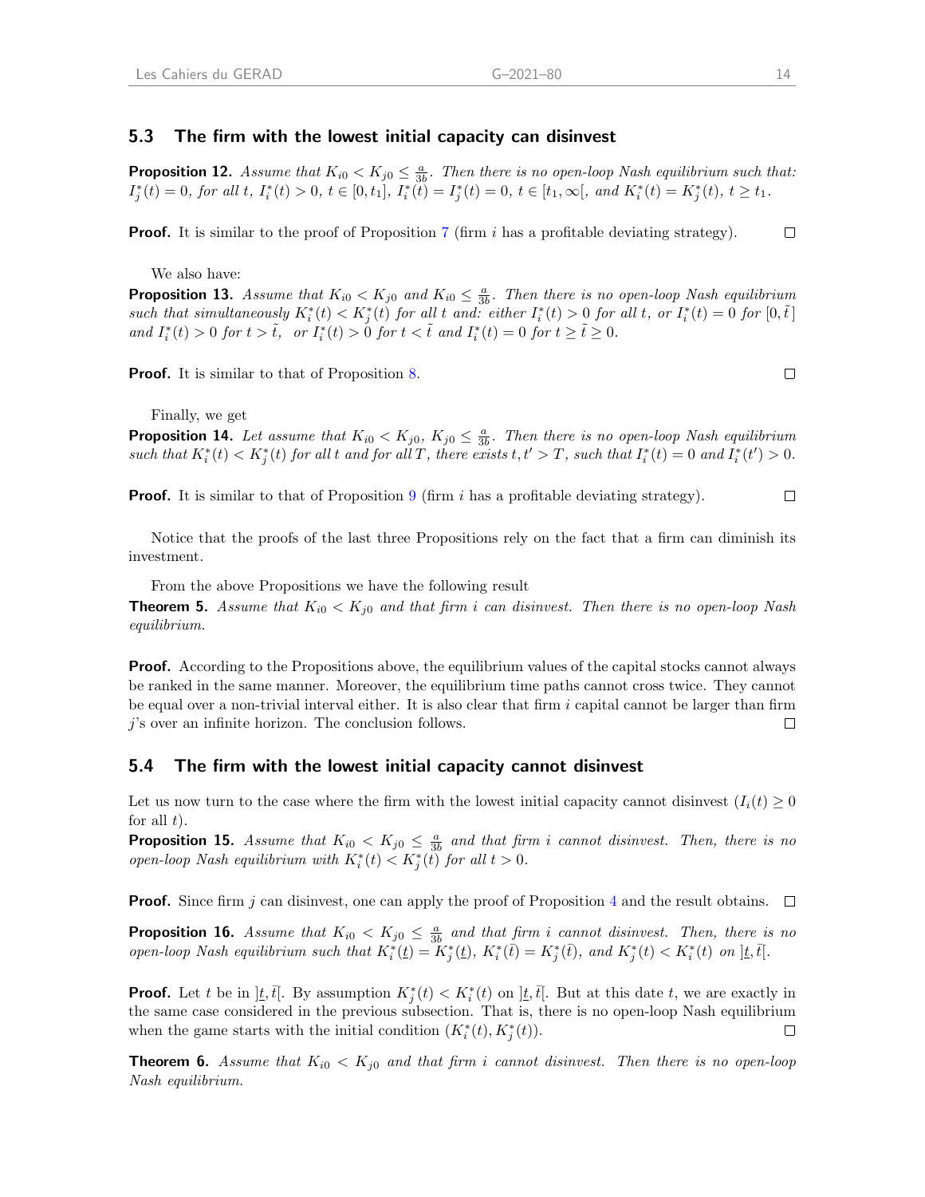### 5.3 The firm with the lowest initial capacity can disinvest

**Proposition 12.** *Assume that $K_{i0} < K_{j0} \leq \frac{a}{3b}$. Then there is no open-loop Nash equilibrium such that: $I_j^*(t) = 0$, for all $t$, $I_i^*(t) > 0$, $t \in [0, t_1]$, $I_i^*(t) = I_j^*(t) = 0$, $t \in [t_1, \infty[$, and $K_i^*(t) = K_j^*(t)$, $t \geq t_1$.*

**Proof.** It is similar to the proof of Proposition 7 (firm $i$ has a profitable deviating strategy). □

We also have:

**Proposition 13.** *Assume that $K_{i0} < K_{j0}$ and $K_{i0} \leq \frac{a}{3b}$. Then there is no open-loop Nash equilibrium such that simultaneously $K_i^*(t) < K_j^*(t)$ for all $t$ and: either $I_i^*(t) > 0$ for all $t$, or $I_i^*(t) = 0$ for $[0, \tilde{t}]$ and $I_i^*(t) > 0$ for $t > \tilde{t}$, or $I_i^*(t) > 0$ for $t < \tilde{t}$ and $I_i^*(t) = 0$ for $t \geq \tilde{t} \geq 0$.*

**Proof.** It is similar to that of Proposition 8. □

Finally, we get

**Proposition 14.** *Let assume that $K_{i0} < K_{j0}$, $K_{j0} \leq \frac{a}{3b}$. Then there is no open-loop Nash equilibrium such that $K_i^*(t) < K_j^*(t)$ for all $t$ and for all $T$, there exists $t, t' > T$, such that $I_i^*(t) = 0$ and $I_i^*(t') > 0$.*

**Proof.** It is similar to that of Proposition 9 (firm $i$ has a profitable deviating strategy). □

Notice that the proofs of the last three Propositions rely on the fact that a firm can diminish its investment.

From the above Propositions we have the following result

**Theorem 5.** *Assume that $K_{i0} < K_{j0}$ and that firm $i$ can disinvest. Then there is no open-loop Nash equilibrium.*

**Proof.** According to the Propositions above, the equilibrium values of the capital stocks cannot always be ranked in the same manner. Moreover, the equilibrium time paths cannot cross twice. They cannot be equal over a non-trivial interval either. It is also clear that firm $i$ capital cannot be larger than firm $j$'s over an infinite horizon. The conclusion follows. □

### 5.4 The firm with the lowest initial capacity cannot disinvest

Let us now turn to the case where the firm with the lowest initial capacity cannot disinvest ($I_i(t) \geq 0$ for all $t$).

**Proposition 15.** *Assume that $K_{i0} < K_{j0} \leq \frac{a}{3b}$ and that firm $i$ cannot disinvest. Then, there is no open-loop Nash equilibrium with $K_i^*(t) < K_j^*(t)$ for all $t > 0$.*

**Proof.** Since firm $j$ can disinvest, one can apply the proof of Proposition 4 and the result obtains. □

**Proposition 16.** *Assume that $K_{i0} < K_{j0} \leq \frac{a}{3b}$ and that firm $i$ cannot disinvest. Then, there is no open-loop Nash equilibrium such that $K_i^*(\underline{t}) = K_j^*(\underline{t})$, $K_i^*(\bar{t}) = K_j^*(\bar{t})$, and $K_j^*(t) < K_i^*(t)$ on $]\underline{t}, \bar{t}[$.*

**Proof.** Let $t$ be in $]\underline{t}, \bar{t}[$. By assumption $K_j^*(t) < K_i^*(t)$ on $]\underline{t}, \bar{t}[$. But at this date $t$, we are exactly in the same case considered in the previous subsection. That is, there is no open-loop Nash equilibrium when the game starts with the initial condition $(K_i^*(t), K_j^*(t))$. □

**Theorem 6.** *Assume that $K_{i0} < K_{j0}$ and that firm $i$ cannot disinvest. Then there is no open-loop Nash equilibrium.*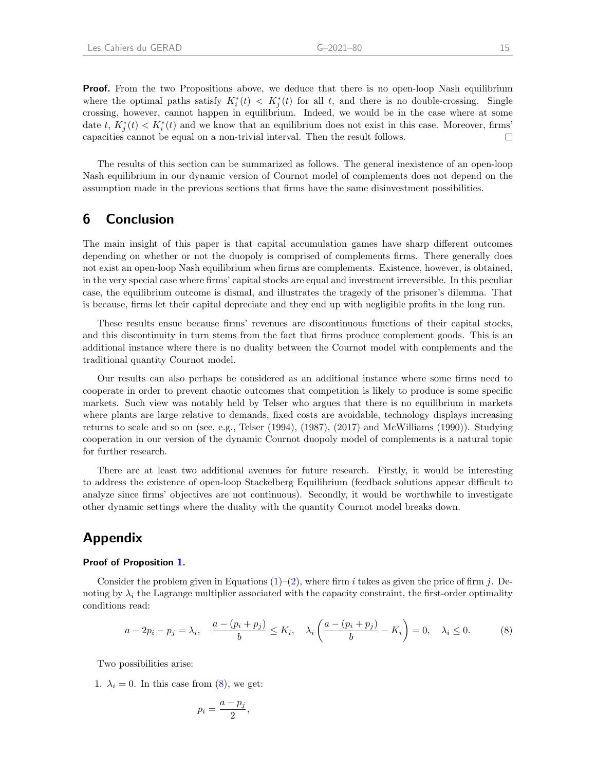**Proof.** From the two Propositions above, we deduce that there is no open-loop Nash equilibrium where the optimal paths satisfy $K_i^*(t) < K_j^*(t)$ for all $t$, and there is no double-crossing. Single crossing, however, cannot happen in equilibrium. Indeed, we would be in the case where at some date $t$, $K_j^*(t) < K_i^*(t)$ and we know that an equilibrium does not exist in this case. Moreover, firms' capacities cannot be equal on a non-trivial interval. Then the result follows. □

The results of this section can be summarized as follows. The general inexistence of an open-loop Nash equilibrium in our dynamic version of Cournot model of complements does not depend on the assumption made in the previous sections that firms have the same disinvestment possibilities.

# 6 Conclusion

The main insight of this paper is that capital accumulation games have sharp different outcomes depending on whether or not the duopoly is comprised of complements firms. There generally does not exist an open-loop Nash equilibrium when firms are complements. Existence, however, is obtained, in the very special case where firms' capital stocks are equal and investment irreversible. In this peculiar case, the equilibrium outcome is dismal, and illustrates the tragedy of the prisoner's dilemma. That is because, firms let their capital depreciate and they end up with negligible profits in the long run.

These results ensue because firms' revenues are discontinuous functions of their capital stocks, and this discontinuity in turn stems from the fact that firms produce complement goods. This is an additional instance where there is no duality between the Cournot model with complements and the traditional quantity Cournot model.

Our results can also perhaps be considered as an additional instance where some firms need to cooperate in order to prevent chaotic outcomes that competition is likely to produce is some specific markets. Such view was notably held by Telser who argues that there is no equilibrium in markets where plants are large relative to demands, fixed costs are avoidable, technology displays increasing returns to scale and so on (see, e.g., Telser (1994), (1987), (2017) and McWilliams (1990)). Studying cooperation in our version of the dynamic Cournot duopoly model of complements is a natural topic for further research.

There are at least two additional avenues for future research. Firstly, it would be interesting to address the existence of open-loop Stackelberg Equilibrium (feedback solutions appear difficult to analyze since firms' objectives are not continuous). Secondly, it would be worthwhile to investigate other dynamic settings where the duality with the quantity Cournot model breaks down.

# Appendix

### Proof of Proposition 1.

Consider the problem given in Equations (1)–(2), where firm $i$ takes as given the price of firm $j$. Denoting by $\lambda_i$ the Lagrange multiplier associated with the capacity constraint, the first-order optimality conditions read:

$$a - 2p_i - p_j = \lambda_i, \quad \frac{a - (p_i + p_j)}{b} \leq K_i, \quad \lambda_i \left( \frac{a - (p_i + p_j)}{b} - K_i \right) = 0, \quad \lambda_i \leq 0. \tag{8}$$

Two possibilities arise:

1. $\lambda_i = 0$. In this case from (8), we get:

$$p_i = \frac{a - p_j}{2},$$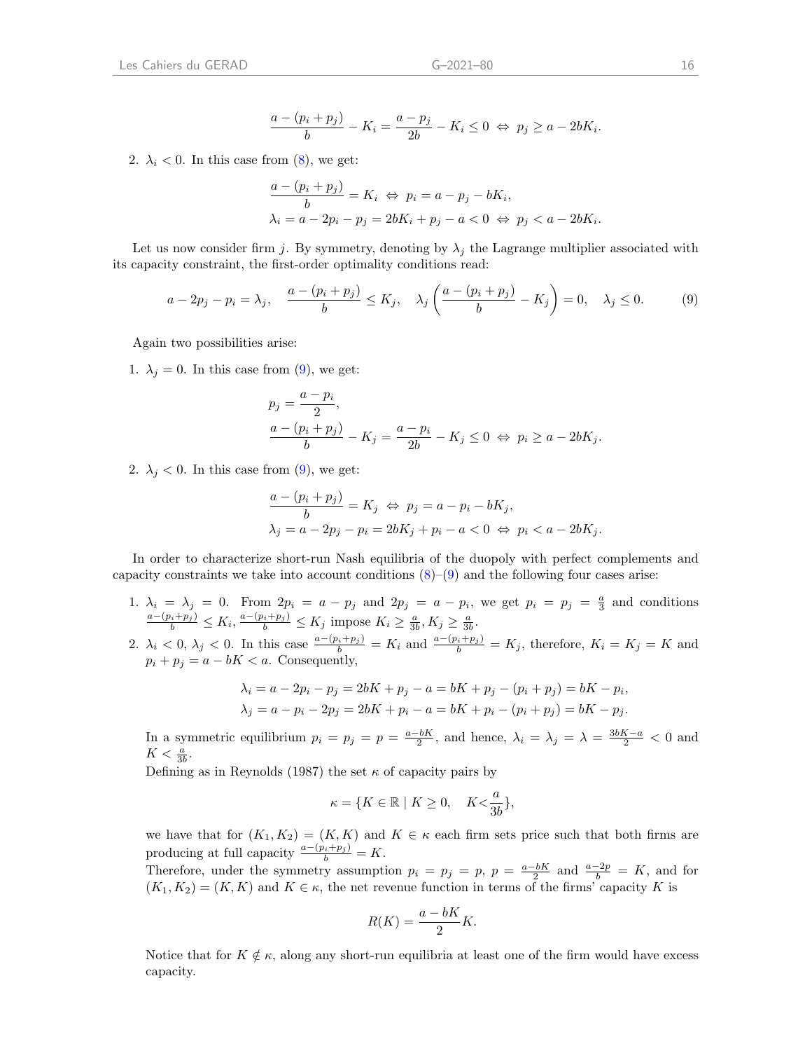$$\frac{a-(p_i+p_j)}{b} - K_i = \frac{a-p_j}{2b} - K_i \leq 0 \;\Leftrightarrow\; p_j \geq a - 2bK_i.$$

2. $\lambda_i < 0$. In this case from (8), we get:

$$\frac{a-(p_i+p_j)}{b} = K_i \;\Leftrightarrow\; p_i = a - p_j - bK_i,$$
$$\lambda_i = a - 2p_i - p_j = 2bK_i + p_j - a < 0 \;\Leftrightarrow\; p_j < a - 2bK_i.$$

Let us now consider firm $j$. By symmetry, denoting by $\lambda_j$ the Lagrange multiplier associated with its capacity constraint, the first-order optimality conditions read:

$$a - 2p_j - p_i = \lambda_j, \quad \frac{a-(p_i+p_j)}{b} \leq K_j, \quad \lambda_j\left(\frac{a-(p_i+p_j)}{b} - K_j\right) = 0, \quad \lambda_j \leq 0. \tag{9}$$

Again two possibilities arise:

1. $\lambda_j = 0$. In this case from (9), we get:

$$p_j = \frac{a-p_i}{2},$$
$$\frac{a-(p_i+p_j)}{b} - K_j = \frac{a-p_i}{2b} - K_j \leq 0 \;\Leftrightarrow\; p_i \geq a - 2bK_j.$$

2. $\lambda_j < 0$. In this case from (9), we get:

$$\frac{a-(p_i+p_j)}{b} = K_j \;\Leftrightarrow\; p_j = a - p_i - bK_j,$$
$$\lambda_j = a - 2p_j - p_i = 2bK_j + p_i - a < 0 \;\Leftrightarrow\; p_i < a - 2bK_j.$$

In order to characterize short-run Nash equilibria of the duopoly with perfect complements and capacity constraints we take into account conditions (8)–(9) and the following four cases arise:

1. $\lambda_i = \lambda_j = 0$. From $2p_i = a - p_j$ and $2p_j = a - p_i$, we get $p_i = p_j = \frac{a}{3}$ and conditions $\frac{a-(p_i+p_j)}{b} \leq K_i$, $\frac{a-(p_i+p_j)}{b} \leq K_j$ impose $K_i \geq \frac{a}{3b}, K_j \geq \frac{a}{3b}$.
2. $\lambda_i < 0$, $\lambda_j < 0$. In this case $\frac{a-(p_i+p_j)}{b} = K_i$ and $\frac{a-(p_i+p_j)}{b} = K_j$, therefore, $K_i = K_j = K$ and $p_i + p_j = a - bK < a$. Consequently,

   $$\lambda_i = a - 2p_i - p_j = 2bK + p_j - a = bK + p_j - (p_i + p_j) = bK - p_i,$$
   $$\lambda_j = a - p_i - 2p_j = 2bK + p_i - a = bK + p_i - (p_i + p_j) = bK - p_j.$$

   In a symmetric equilibrium $p_i = p_j = p = \frac{a-bK}{2}$, and hence, $\lambda_i = \lambda_j = \lambda = \frac{3bK-a}{2} < 0$ and $K < \frac{a}{3b}$.

   Defining as in Reynolds (1987) the set $\kappa$ of capacity pairs by

   $$\kappa = \{K \in \mathbb{R} \mid K \geq 0, \quad K < \frac{a}{3b}\},$$

   we have that for $(K_1, K_2) = (K, K)$ and $K \in \kappa$ each firm sets price such that both firms are producing at full capacity $\frac{a-(p_i+p_j)}{b} = K$.

   Therefore, under the symmetry assumption $p_i = p_j = p$, $p = \frac{a-bK}{2}$ and $\frac{a-2p}{b} = K$, and for $(K_1, K_2) = (K, K)$ and $K \in \kappa$, the net revenue function in terms of the firms' capacity $K$ is

   $$R(K) = \frac{a-bK}{2}K.$$

   Notice that for $K \notin \kappa$, along any short-run equilibria at least one of the firm would have excess capacity.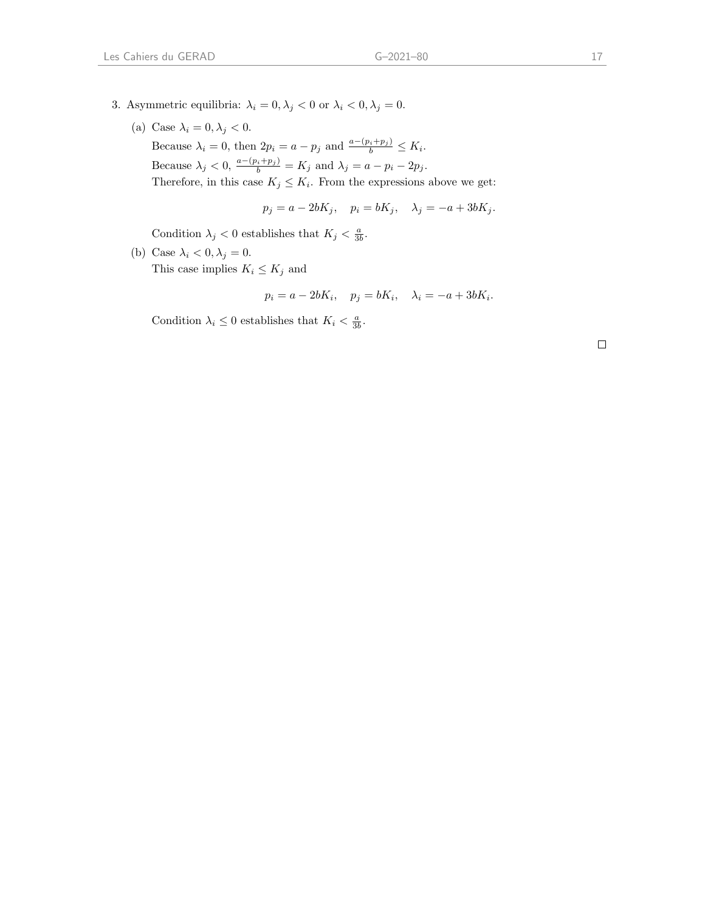3. Asymmetric equilibria: $\lambda_i = 0, \lambda_j < 0$ or $\lambda_i < 0, \lambda_j = 0$.

   (a) Case $\lambda_i = 0, \lambda_j < 0$.
   Because $\lambda_i = 0$, then $2p_i = a - p_j$ and $\frac{a-(p_i+p_j)}{b} \leq K_i$.
   Because $\lambda_j < 0$, $\frac{a-(p_i+p_j)}{b} = K_j$ and $\lambda_j = a - p_i - 2p_j$.
   Therefore, in this case $K_j \leq K_i$. From the expressions above we get:

   $$p_j = a - 2bK_j, \quad p_i = bK_j, \quad \lambda_j = -a + 3bK_j.$$

   Condition $\lambda_j < 0$ establishes that $K_j < \frac{a}{3b}$.

   (b) Case $\lambda_i < 0, \lambda_j = 0$.
   This case implies $K_i \leq K_j$ and

   $$p_i = a - 2bK_i, \quad p_j = bK_i, \quad \lambda_i = -a + 3bK_i.$$

   Condition $\lambda_i \leq 0$ establishes that $K_i < \frac{a}{3b}$.

□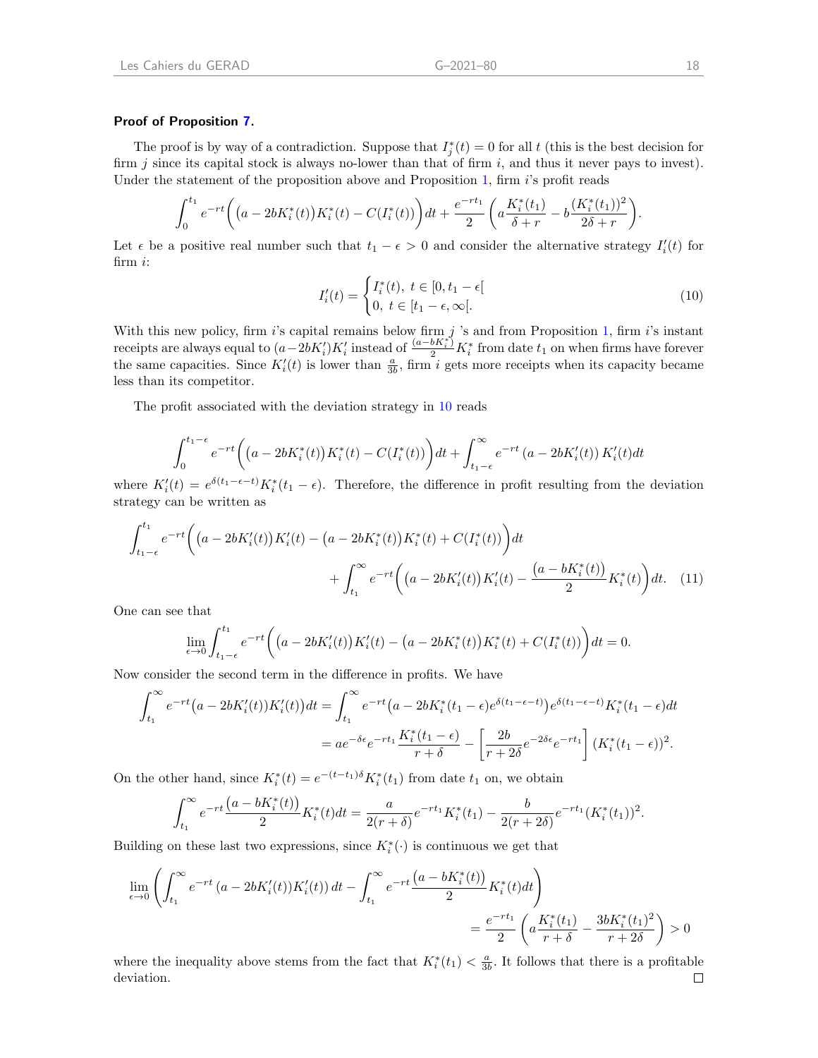**Proof of Proposition 7.**

The proof is by way of a contradiction. Suppose that $I_j^*(t) = 0$ for all $t$ (this is the best decision for firm $j$ since its capital stock is always no-lower than that of firm $i$, and thus it never pays to invest). Under the statement of the proposition above and Proposition 1, firm $i$'s profit reads

$$\int_0^{t_1} e^{-rt}\Big(\big(a - 2bK_i^*(t)\big)K_i^*(t) - C(I_i^*(t))\Big)dt + \frac{e^{-rt_1}}{2}\left(a\frac{K_i^*(t_1)}{\delta + r} - b\frac{(K_i^*(t_1))^2}{2\delta + r}\right).$$

Let $\epsilon$ be a positive real number such that $t_1 - \epsilon > 0$ and consider the alternative strategy $I_i'(t)$ for firm $i$:

$$I_i'(t) = \begin{cases} I_i^*(t), \ t \in [0, t_1 - \epsilon[ \\ 0, \ t \in [t_1 - \epsilon, \infty[. \end{cases} \tag{10}$$

With this new policy, firm $i$'s capital remains below firm $j$ 's and from Proposition 1, firm $i$'s instant receipts are always equal to $(a - 2bK_i')K_i'$ instead of $\frac{(a-bK_i^*)}{2}K_i^*$ from date $t_1$ on when firms have forever the same capacities. Since $K_i'(t)$ is lower than $\frac{a}{3b}$, firm $i$ gets more receipts when its capacity became less than its competitor.

The profit associated with the deviation strategy in 10 reads

$$\int_0^{t_1-\epsilon} e^{-rt}\Big(\big(a - 2bK_i^*(t)\big)K_i^*(t) - C(I_i^*(t))\Big)dt + \int_{t_1-\epsilon}^{\infty} e^{-rt}\left(a - 2bK_i'(t)\right)K_i'(t)dt$$

where $K_i'(t) = e^{\delta(t_1-\epsilon-t)}K_i^*(t_1 - \epsilon)$. Therefore, the difference in profit resulting from the deviation strategy can be written as

$$\int_{t_1-\epsilon}^{t_1} e^{-rt}\Big(\big(a - 2bK_i'(t)\big)K_i'(t) - \big(a - 2bK_i^*(t)\big)K_i^*(t) + C(I_i^*(t))\Big)dt \\ + \int_{t_1}^{\infty} e^{-rt}\left(\big(a - 2bK_i'(t)\big)K_i'(t) - \frac{\big(a - bK_i^*(t)\big)}{2}K_i^*(t)\right)dt. \tag{11}$$

One can see that

$$\lim_{\epsilon\to 0}\int_{t_1-\epsilon}^{t_1} e^{-rt}\Big(\big(a - 2bK_i'(t)\big)K_i'(t) - \big(a - 2bK_i^*(t)\big)K_i^*(t) + C(I_i^*(t))\Big)dt = 0.$$

Now consider the second term in the difference in profits. We have

$$\begin{aligned}\int_{t_1}^{\infty} e^{-rt}\big(a - 2bK_i'(t))K_i'(t)\big)dt &= \int_{t_1}^{\infty} e^{-rt}\big(a - 2bK_i^*(t_1 - \epsilon)e^{\delta(t_1-\epsilon-t)}\big)e^{\delta(t_1-\epsilon-t)}K_i^*(t_1 - \epsilon)dt \\ &= ae^{-\delta\epsilon}e^{-rt_1}\frac{K_i^*(t_1 - \epsilon)}{r + \delta} - \left[\frac{2b}{r + 2\delta}e^{-2\delta\epsilon}e^{-rt_1}\right](K_i^*(t_1 - \epsilon))^2.\end{aligned}$$

On the other hand, since $K_i^*(t) = e^{-(t-t_1)\delta}K_i^*(t_1)$ from date $t_1$ on, we obtain

$$\int_{t_1}^{\infty} e^{-rt}\frac{\big(a - bK_i^*(t)\big)}{2}K_i^*(t)dt = \frac{a}{2(r + \delta)}e^{-rt_1}K_i^*(t_1) - \frac{b}{2(r + 2\delta)}e^{-rt_1}(K_i^*(t_1))^2.$$

Building on these last two expressions, since $K_i^*(\cdot)$ is continuous we get that

$$\lim_{\epsilon\to 0}\left(\int_{t_1}^{\infty} e^{-rt}\left(a - 2bK_i'(t))K_i'(t)\right)dt - \int_{t_1}^{\infty} e^{-rt}\frac{\big(a - bK_i^*(t)\big)}{2}K_i^*(t)dt\right) \\ = \frac{e^{-rt_1}}{2}\left(a\frac{K_i^*(t_1)}{r + \delta} - \frac{3bK_i^*(t_1)^2}{r + 2\delta}\right) > 0$$

where the inequality above stems from the fact that $K_i^*(t_1) < \frac{a}{3b}$. It follows that there is a profitable deviation. □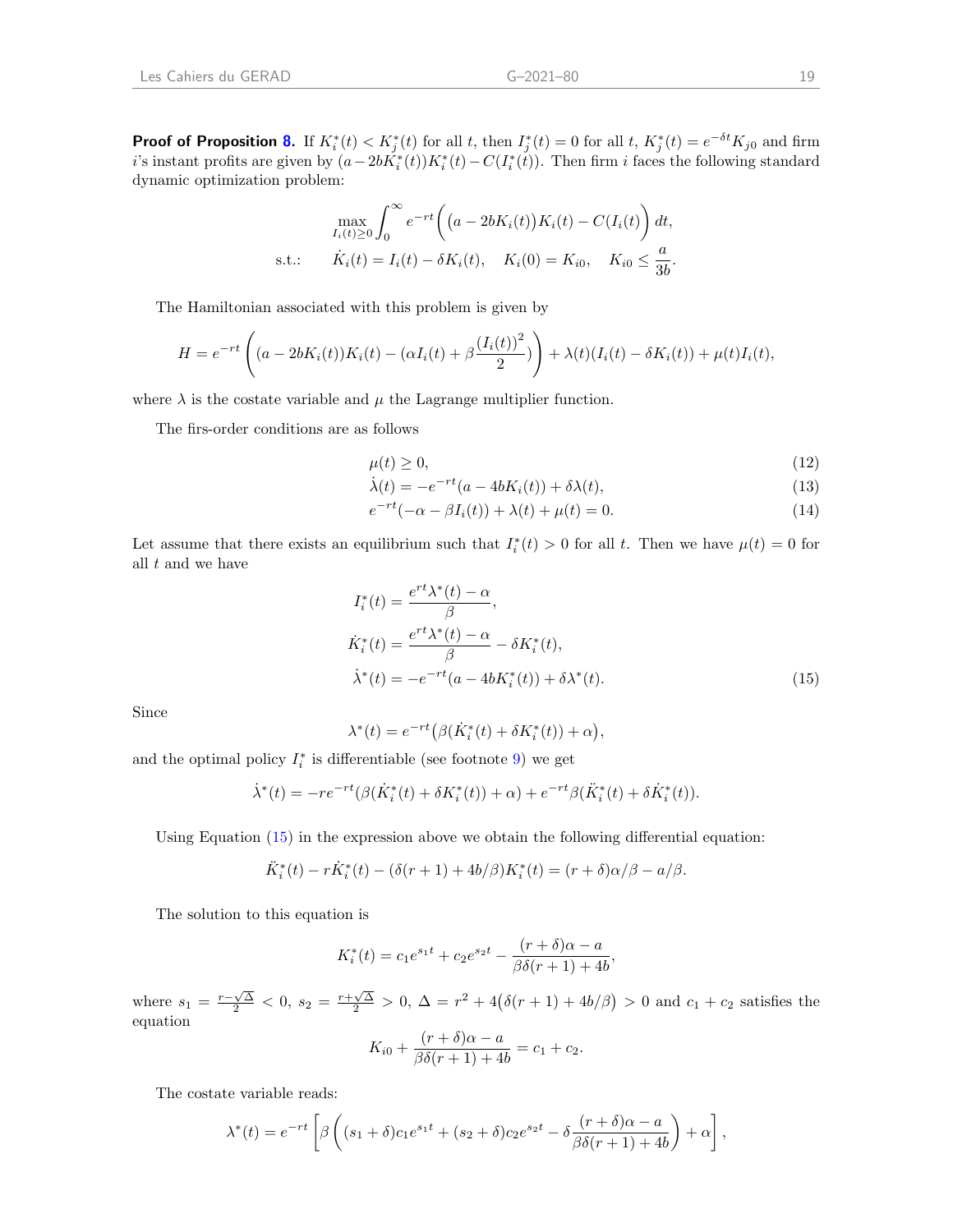**Proof of Proposition 8.** If $K_i^*(t) < K_j^*(t)$ for all $t$, then $I_j^*(t) = 0$ for all $t$, $K_j^*(t) = e^{-\delta t} K_{j0}$ and firm $i$'s instant profits are given by $(a - 2bK_i^*(t))K_i^*(t) - C(I_i^*(t))$. Then firm $i$ faces the following standard dynamic optimization problem:

$$\max_{I_i(t)\geq 0} \int_0^\infty e^{-rt}\Big(\big(a - 2bK_i(t)\big)K_i(t) - C(I_i(t)\Big)\,dt,$$

$$\text{s.t.:} \qquad \dot{K}_i(t) = I_i(t) - \delta K_i(t), \quad K_i(0) = K_{i0}, \quad K_{i0} \leq \frac{a}{3b}.$$

The Hamiltonian associated with this problem is given by

$$H = e^{-rt}\left((a - 2bK_i(t))K_i(t) - (\alpha I_i(t) + \beta\frac{(I_i(t))^2}{2})\right) + \lambda(t)(I_i(t) - \delta K_i(t)) + \mu(t)I_i(t),$$

where $\lambda$ is the costate variable and $\mu$ the Lagrange multiplier function.

The firs-order conditions are as follows

$$\mu(t) \geq 0, \tag{12}$$

$$\dot{\lambda}(t) = -e^{-rt}(a - 4bK_i(t)) + \delta\lambda(t), \tag{13}$$

$$e^{-rt}(-\alpha - \beta I_i(t)) + \lambda(t) + \mu(t) = 0. \tag{14}$$

Let assume that there exists an equilibrium such that $I_i^*(t) > 0$ for all $t$. Then we have $\mu(t) = 0$ for all $t$ and we have

$$\begin{aligned} I_i^*(t) &= \frac{e^{rt}\lambda^*(t) - \alpha}{\beta}, \\ \dot{K}_i^*(t) &= \frac{e^{rt}\lambda^*(t) - \alpha}{\beta} - \delta K_i^*(t), \\ \dot{\lambda}^*(t) &= -e^{-rt}(a - 4bK_i^*(t)) + \delta\lambda^*(t). \end{aligned} \tag{15}$$

Since

$$\lambda^*(t) = e^{-rt}\big(\beta(\dot{K}_i^*(t) + \delta K_i^*(t)) + \alpha\big),$$

and the optimal policy $I_i^*$ is differentiable (see footnote 9) we get

$$\dot{\lambda}^*(t) = -re^{-rt}(\beta(\dot{K}_i^*(t) + \delta K_i^*(t)) + \alpha) + e^{-rt}\beta(\ddot{K}_i^*(t) + \delta\dot{K}_i^*(t)).$$

Using Equation (15) in the expression above we obtain the following differential equation:

$$\ddot{K}_i^*(t) - r\dot{K}_i^*(t) - (\delta(r+1) + 4b/\beta)K_i^*(t) = (r+\delta)\alpha/\beta - a/\beta.$$

The solution to this equation is

$$K_i^*(t) = c_1 e^{s_1 t} + c_2 e^{s_2 t} - \frac{(r+\delta)\alpha - a}{\beta\delta(r+1) + 4b},$$

where $s_1 = \frac{r - \sqrt{\Delta}}{2} < 0$, $s_2 = \frac{r+\sqrt{\Delta}}{2} > 0$, $\Delta = r^2 + 4\big(\delta(r+1) + 4b/\beta\big) > 0$ and $c_1 + c_2$ satisfies the equation

$$K_{i0} + \frac{(r+\delta)\alpha - a}{\beta\delta(r+1) + 4b} = c_1 + c_2.$$

The costate variable reads:

$$\lambda^*(t) = e^{-rt}\left[\beta\left((s_1+\delta)c_1 e^{s_1 t} + (s_2+\delta)c_2 e^{s_2 t} - \delta\frac{(r+\delta)\alpha - a}{\beta\delta(r+1) + 4b}\right) + \alpha\right],$$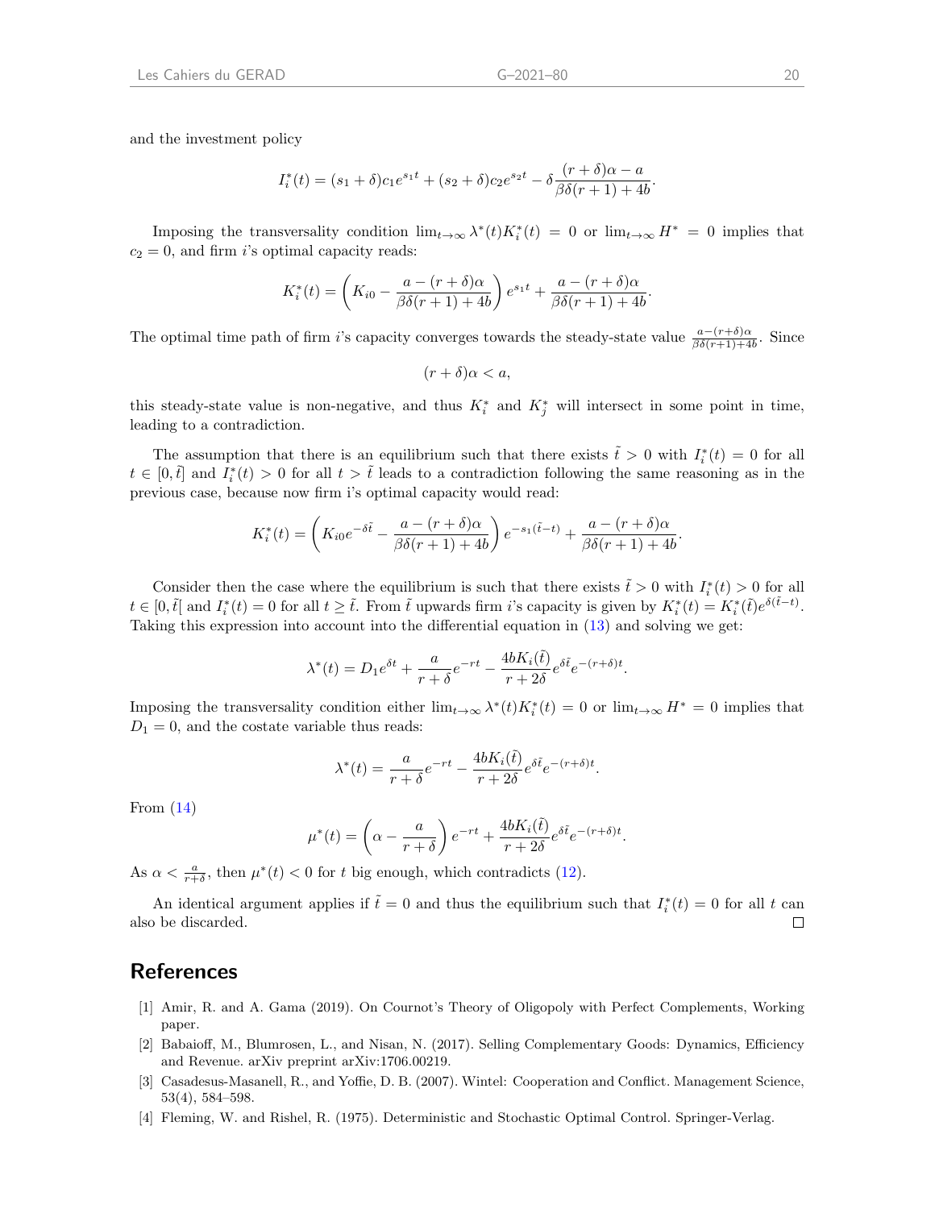and the investment policy

$$I_i^*(t) = (s_1 + \delta)c_1 e^{s_1 t} + (s_2 + \delta)c_2 e^{s_2 t} - \delta \frac{(r+\delta)\alpha - a}{\beta\delta(r+1) + 4b}.$$

Imposing the transversality condition $\lim_{t\to\infty} \lambda^*(t) K_i^*(t) = 0$ or $\lim_{t\to\infty} H^* = 0$ implies that $c_2 = 0$, and firm $i$'s optimal capacity reads:

$$K_i^*(t) = \left( K_{i0} - \frac{a - (r+\delta)\alpha}{\beta\delta(r+1) + 4b} \right) e^{s_1 t} + \frac{a - (r+\delta)\alpha}{\beta\delta(r+1) + 4b}.$$

The optimal time path of firm $i$'s capacity converges towards the steady-state value $\frac{a-(r+\delta)\alpha}{\beta\delta(r+1)+4b}$. Since

$$(r+\delta)\alpha < a,$$

this steady-state value is non-negative, and thus $K_i^*$ and $K_j^*$ will intersect in some point in time, leading to a contradiction.

The assumption that there is an equilibrium such that there exists $\tilde{t} > 0$ with $I_i^*(t) = 0$ for all $t \in [0, \tilde{t}]$ and $I_i^*(t) > 0$ for all $t > \tilde{t}$ leads to a contradiction following the same reasoning as in the previous case, because now firm i's optimal capacity would read:

$$K_i^*(t) = \left( K_{i0} e^{-\delta \tilde{t}} - \frac{a - (r+\delta)\alpha}{\beta\delta(r+1) + 4b} \right) e^{-s_1(\tilde{t} - t)} + \frac{a - (r+\delta)\alpha}{\beta\delta(r+1) + 4b}.$$

Consider then the case where the equilibrium is such that there exists $\tilde{t} > 0$ with $I_i^*(t) > 0$ for all $t \in [0, \tilde{t}[$ and $I_i^*(t) = 0$ for all $t \geq \tilde{t}$. From $\tilde{t}$ upwards firm $i$'s capacity is given by $K_i^*(t) = K_i^*(\tilde{t}) e^{\delta(\tilde{t} - t)}$. Taking this expression into account into the differential equation in (13) and solving we get:

$$\lambda^*(t) = D_1 e^{\delta t} + \frac{a}{r+\delta} e^{-rt} - \frac{4bK_i(\tilde{t})}{r + 2\delta} e^{\delta \tilde{t}} e^{-(r+\delta)t}.$$

Imposing the transversality condition either $\lim_{t\to\infty} \lambda^*(t) K_i^*(t) = 0$ or $\lim_{t\to\infty} H^* = 0$ implies that $D_1 = 0$, and the costate variable thus reads:

$$\lambda^*(t) = \frac{a}{r+\delta} e^{-rt} - \frac{4bK_i(\tilde{t})}{r + 2\delta} e^{\delta \tilde{t}} e^{-(r+\delta)t}.$$

From (14)

$$\mu^*(t) = \left( \alpha - \frac{a}{r+\delta} \right) e^{-rt} + \frac{4bK_i(\tilde{t})}{r + 2\delta} e^{\delta \tilde{t}} e^{-(r+\delta)t}.$$

As $\alpha < \frac{a}{r+\delta}$, then $\mu^*(t) < 0$ for $t$ big enough, which contradicts (12).

An identical argument applies if $\tilde{t} = 0$ and thus the equilibrium such that $I_i^*(t) = 0$ for all $t$ can also be discarded. □

# References

[1] Amir, R. and A. Gama (2019). On Cournot's Theory of Oligopoly with Perfect Complements, Working paper.

[2] Babaioff, M., Blumrosen, L., and Nisan, N. (2017). Selling Complementary Goods: Dynamics, Efficiency and Revenue. arXiv preprint arXiv:1706.00219.

[3] Casadesus-Masanell, R., and Yoffie, D. B. (2007). Wintel: Cooperation and Conflict. Management Science, 53(4), 584–598.

[4] Fleming, W. and Rishel, R. (1975). Deterministic and Stochastic Optimal Control. Springer-Verlag.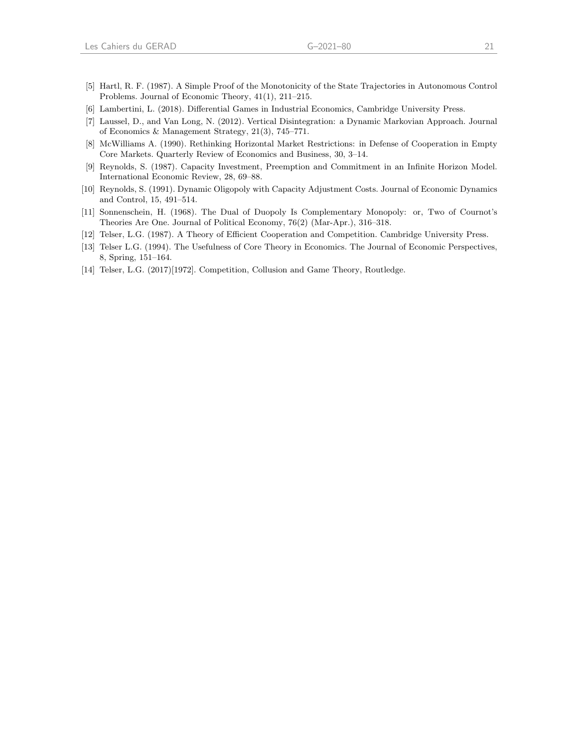[5] Hartl, R. F. (1987). A Simple Proof of the Monotonicity of the State Trajectories in Autonomous Control Problems. Journal of Economic Theory, 41(1), 211–215.

[6] Lambertini, L. (2018). Differential Games in Industrial Economics, Cambridge University Press.

[7] Laussel, D., and Van Long, N. (2012). Vertical Disintegration: a Dynamic Markovian Approach. Journal of Economics & Management Strategy, 21(3), 745–771.

[8] McWilliams A. (1990). Rethinking Horizontal Market Restrictions: in Defense of Cooperation in Empty Core Markets. Quarterly Review of Economics and Business, 30, 3–14.

[9] Reynolds, S. (1987). Capacity Investment, Preemption and Commitment in an Infinite Horizon Model. International Economic Review, 28, 69–88.

[10] Reynolds, S. (1991). Dynamic Oligopoly with Capacity Adjustment Costs. Journal of Economic Dynamics and Control, 15, 491–514.

[11] Sonnenschein, H. (1968). The Dual of Duopoly Is Complementary Monopoly: or, Two of Cournot's Theories Are One. Journal of Political Economy, 76(2) (Mar-Apr.), 316–318.

[12] Telser, L.G. (1987). A Theory of Efficient Cooperation and Competition. Cambridge University Press.

[13] Telser L.G. (1994). The Usefulness of Core Theory in Economics. The Journal of Economic Perspectives, 8, Spring, 151–164.

[14] Telser, L.G. (2017)[1972]. Competition, Collusion and Game Theory, Routledge.